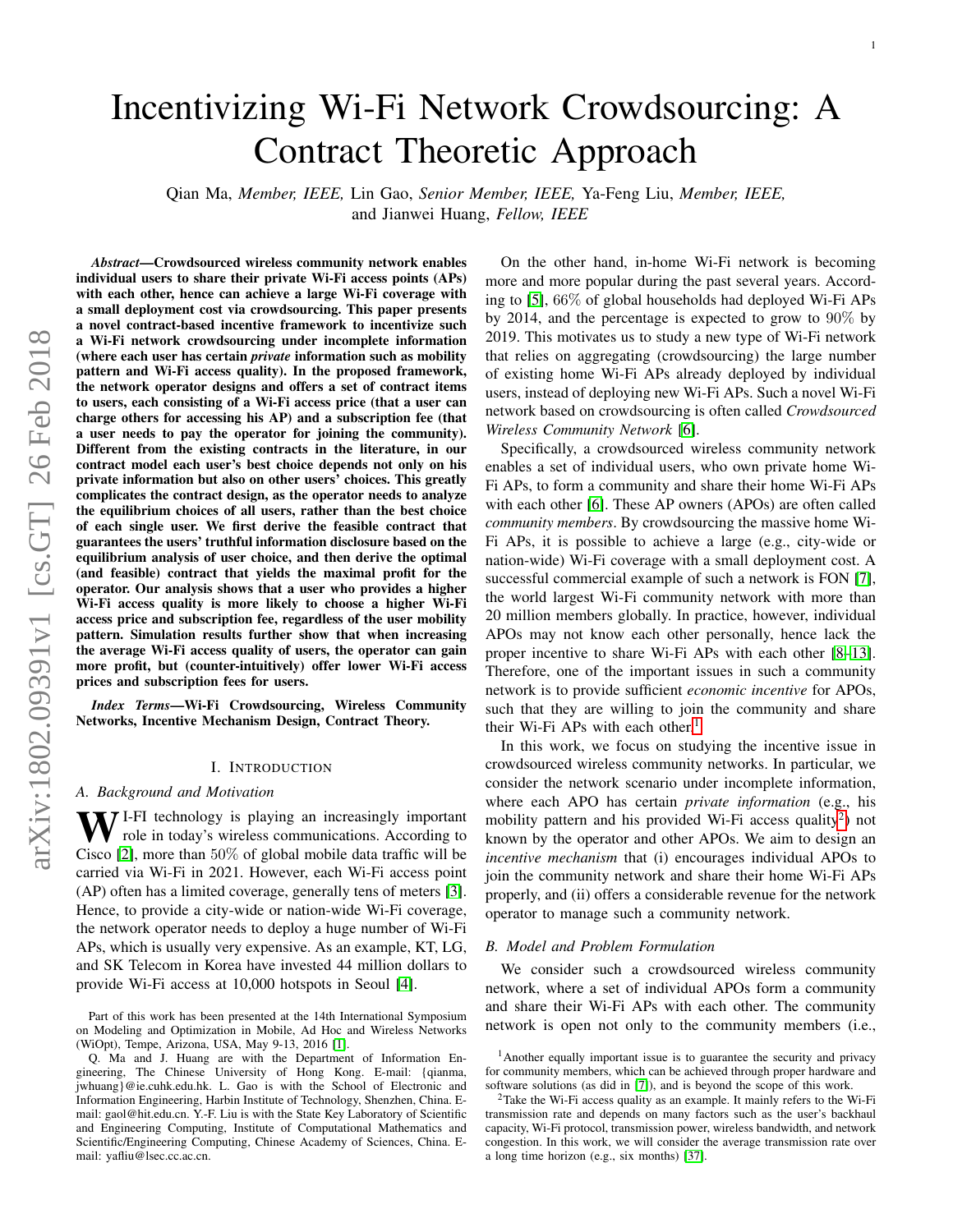# Incentivizing Wi-Fi Network Crowdsourcing: A Contract Theoretic Approach

Qian Ma, *Member, IEEE,* Lin Gao, *Senior Member, IEEE,* Ya-Feng Liu, *Member, IEEE,* and Jianwei Huang, *Fellow, IEEE*

***Abstract*—Crowdsourced wireless community network enables individual users to share their private Wi-Fi access points (APs) with each other, hence can achieve a large Wi-Fi coverage with a small deployment cost via crowdsourcing. This paper presents a novel contract-based incentive framework to incentivize such a Wi-Fi network crowdsourcing under incomplete information (where each user has certain *private* information such as mobility pattern and Wi-Fi access quality). In the proposed framework, the network operator designs and offers a set of contract items to users, each consisting of a Wi-Fi access price (that a user can charge others for accessing his AP) and a subscription fee (that a user needs to pay the operator for joining the community). Different from the existing contracts in the literature, in our contract model each user's best choice depends not only on his private information but also on other users' choices. This greatly complicates the contract design, as the operator needs to analyze the equilibrium choices of all users, rather than the best choice of each single user. We first derive the feasible contract that guarantees the users' truthful information disclosure based on the equilibrium analysis of user choice, and then derive the optimal (and feasible) contract that yields the maximal profit for the operator. Our analysis shows that a user who provides a higher Wi-Fi access quality is more likely to choose a higher Wi-Fi access price and subscription fee, regardless of the user mobility pattern. Simulation results further show that when increasing the average Wi-Fi access quality of users, the operator can gain more profit, but (counter-intuitively) offer lower Wi-Fi access prices and subscription fees for users.**

***Index Terms*—Wi-Fi Crowdsourcing, Wireless Community Networks, Incentive Mechanism Design, Contract Theory.**

## I. Introduction

### A. Background and Motivation

Wi-Fi technology is playing an increasingly important role in today's wireless communications. According to Cisco [2], more than 50% of global mobile data traffic will be carried via Wi-Fi in 2021. However, each Wi-Fi access point (AP) often has a limited coverage, generally tens of meters [3]. Hence, to provide a city-wide or nation-wide Wi-Fi coverage, the network operator needs to deploy a huge number of Wi-Fi APs, which is usually very expensive. As an example, KT, LG, and SK Telecom in Korea have invested 44 million dollars to provide Wi-Fi access at 10,000 hotspots in Seoul [4].

On the other hand, in-home Wi-Fi network is becoming more and more popular during the past several years. According to [5], 66% of global households had deployed Wi-Fi APs by 2014, and the percentage is expected to grow to 90% by 2019. This motivates us to study a new type of Wi-Fi network that relies on aggregating (crowdsourcing) the large number of existing home Wi-Fi APs already deployed by individual users, instead of deploying new Wi-Fi APs. Such a novel Wi-Fi network based on crowdsourcing is often called *Crowdsourced Wireless Community Network* [6].

Specifically, a crowdsourced wireless community network enables a set of individual users, who own private home Wi-Fi APs, to form a community and share their home Wi-Fi APs with each other [6]. These AP owners (APOs) are often called *community members*. By crowdsourcing the massive home Wi-Fi APs, it is possible to achieve a large (e.g., city-wide or nation-wide) Wi-Fi coverage with a small deployment cost. A successful commercial example of such a network is FON [7], the world largest Wi-Fi community network with more than 20 million members globally. In practice, however, individual APOs may not know each other personally, hence lack the proper incentive to share Wi-Fi APs with each other [8–13]. Therefore, one of the important issues in such a community network is to provide sufficient *economic incentive* for APOs, such that they are willing to join the community and share their Wi-Fi APs with each other.[1]

In this work, we focus on studying the incentive issue in crowdsourced wireless community networks. In particular, we consider the network scenario under incomplete information, where each APO has certain *private information* (e.g., his mobility pattern and his provided Wi-Fi access quality[2]) not known by the operator and other APOs. We aim to design an *incentive mechanism* that (i) encourages individual APOs to join the community network and share their home Wi-Fi APs properly, and (ii) offers a considerable revenue for the network operator to manage such a community network.

### B. Model and Problem Formulation

We consider such a crowdsourced wireless community network, where a set of individual APOs form a community and share their Wi-Fi APs with each other. The community network is open not only to the community members (i.e.,

Part of this work has been presented at the 14th International Symposium on Modeling and Optimization in Mobile, Ad Hoc and Wireless Networks (WiOpt), Tempe, Arizona, USA, May 9-13, 2016 [1].

Q. Ma and J. Huang are with the Department of Information Engineering, The Chinese University of Hong Kong. E-mail: {qianma, jwhuang}@ie.cuhk.edu.hk. L. Gao is with the School of Electronic and Information Engineering, Harbin Institute of Technology, Shenzhen, China. E-mail: gaol@hit.edu.cn. Y.-F. Liu is with the State Key Laboratory of Scientific and Engineering Computing, Institute of Computational Mathematics and Scientific/Engineering Computing, Chinese Academy of Sciences, China. E-mail: yafliu@lsec.cc.ac.cn.

[1] Another equally important issue is to guarantee the security and privacy for community members, which can be achieved through proper hardware and software solutions (as did in [7]), and is beyond the scope of this work.

[2] Take the Wi-Fi access quality as an example. It mainly refers to the Wi-Fi transmission rate and depends on many factors such as the user's backhaul capacity, Wi-Fi protocol, transmission power, wireless bandwidth, and network congestion. In this work, we will consider the average transmission rate over a long time horizon (e.g., six months) [37].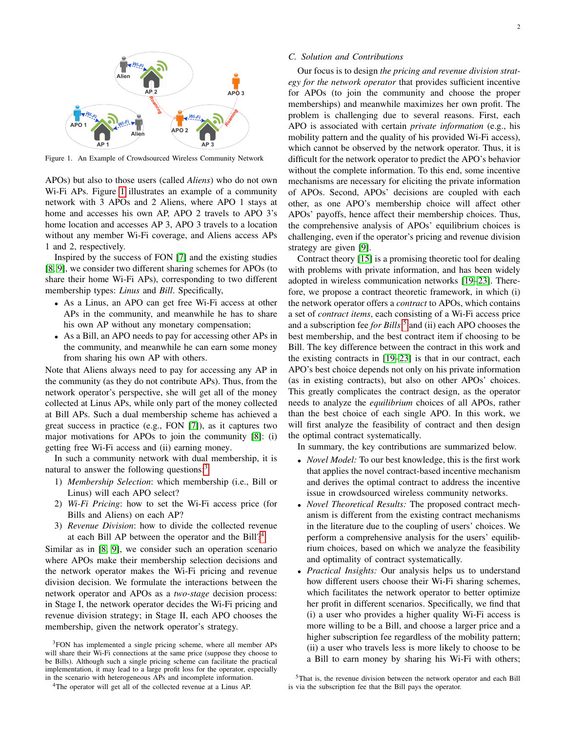Alien

Wi-Fi

AP 2

APO 3

Roaming

APO 1

Wi-Fi

Wi-Fi

Alien

AP 1

APO 2

Wi-Fi

AP 3

Roaming

Figure 1. An Example of Crowdsourced Wireless Community Network

APOs) but also to those users (called *Aliens*) who do not own Wi-Fi APs. Figure 1 illustrates an example of a community network with 3 APOs and 2 Aliens, where APO 1 stays at home and accesses his own AP, APO 2 travels to APO 3's home location and accesses AP 3, APO 3 travels to a location without any member Wi-Fi coverage, and Aliens access APs 1 and 2, respectively.

Inspired by the success of FON [7] and the existing studies [8], [9], we consider two different sharing schemes for APOs (to share their home Wi-Fi APs), corresponding to two different membership types: *Linus* and *Bill*. Specifically,

- As a Linus, an APO can get free Wi-Fi access at other APs in the community, and meanwhile he has to share his own AP without any monetary compensation;
- As a Bill, an APO needs to pay for accessing other APs in the community, and meanwhile he can earn some money from sharing his own AP with others.

Note that Aliens always need to pay for accessing any AP in the community (as they do not contribute APs). Thus, from the network operator's perspective, she will get all of the money collected at Linus APs, while only part of the money collected at Bill APs. Such a dual membership scheme has achieved a great success in practice (e.g., FON [7]), as it captures two major motivations for APOs to join the community [8]: (i) getting free Wi-Fi access and (ii) earning money.

In such a community network with dual membership, it is natural to answer the following questions:[3]

1) *Membership Selection*: which membership (i.e., Bill or Linus) will each APO select?
2) *Wi-Fi Pricing*: how to set the Wi-Fi access price (for Bills and Aliens) on each AP?
3) *Revenue Division*: how to divide the collected revenue at each Bill AP between the operator and the Bill?[4]

Similar as in [8], [9], we consider such an operation scenario where APOs make their membership selection decisions and the network operator makes the Wi-Fi pricing and revenue division decision. We formulate the interactions between the network operator and APOs as a *two-stage* decision process: in Stage I, the network operator decides the Wi-Fi pricing and revenue division strategy; in Stage II, each APO chooses the membership, given the network operator's strategy.

[3]FON has implemented a single pricing scheme, where all member APs will share their Wi-Fi connections at the same price (suppose they choose to be Bills). Although such a single pricing scheme can facilitate the practical implementation, it may lead to a large profit loss for the operator, especially in the scenario with heterogeneous APs and incomplete information.

[4]The operator will get all of the collected revenue at a Linus AP.

### C. Solution and Contributions

Our focus is to design *the pricing and revenue division strategy for the network operator* that provides sufficient incentive for APOs (to join the community and choose the proper memberships) and meanwhile maximizes her own profit. The problem is challenging due to several reasons. First, each APO is associated with certain *private information* (e.g., his mobility pattern and the quality of his provided Wi-Fi access), which cannot be observed by the network operator. Thus, it is difficult for the network operator to predict the APO's behavior without the complete information. To this end, some incentive mechanisms are necessary for eliciting the private information of APOs. Second, APOs' decisions are coupled with each other, as one APO's membership choice will affect other APOs' payoffs, hence affect their membership choices. Thus, the comprehensive analysis of APOs' equilibrium choices is challenging, even if the operator's pricing and revenue division strategy are given [9].

Contract theory [15] is a promising theoretic tool for dealing with problems with private information, and has been widely adopted in wireless communication networks [19]–[23]. Therefore, we propose a contract theoretic framework, in which (i) the network operator offers a *contract* to APOs, which contains a set of *contract items*, each consisting of a Wi-Fi access price and a subscription fee *for Bills*,[5] and (ii) each APO chooses the best membership, and the best contract item if choosing to be Bill. The key difference between the contract in this work and the existing contracts in [19]–[23] is that in our contract, each APO's best choice depends not only on his private information (as in existing contracts), but also on other APOs' choices. This greatly complicates the contract design, as the operator needs to analyze the *equilibrium* choices of all APOs, rather than the best choice of each single APO. In this work, we will first analyze the feasibility of contract and then design the optimal contract systematically.

In summary, the key contributions are summarized below.

- *Novel Model:* To our best knowledge, this is the first work that applies the novel contract-based incentive mechanism and derives the optimal contract to address the incentive issue in crowdsourced wireless community networks.
- *Novel Theoretical Results:* The proposed contract mechanism is different from the existing contract mechanisms in the literature due to the coupling of users' choices. We perform a comprehensive analysis for the users' equilibrium choices, based on which we analyze the feasibility and optimality of contract systematically.
- *Practical Insights:* Our analysis helps us to understand how different users choose their Wi-Fi sharing schemes, which facilitates the network operator to better optimize her profit in different scenarios. Specifically, we find that (i) a user who provides a higher quality Wi-Fi access is more willing to be a Bill, and choose a larger price and a higher subscription fee regardless of the mobility pattern; (ii) a user who travels less is more likely to choose to be a Bill to earn money by sharing his Wi-Fi with others;

[5]That is, the revenue division between the network operator and each Bill is via the subscription fee that the Bill pays the operator.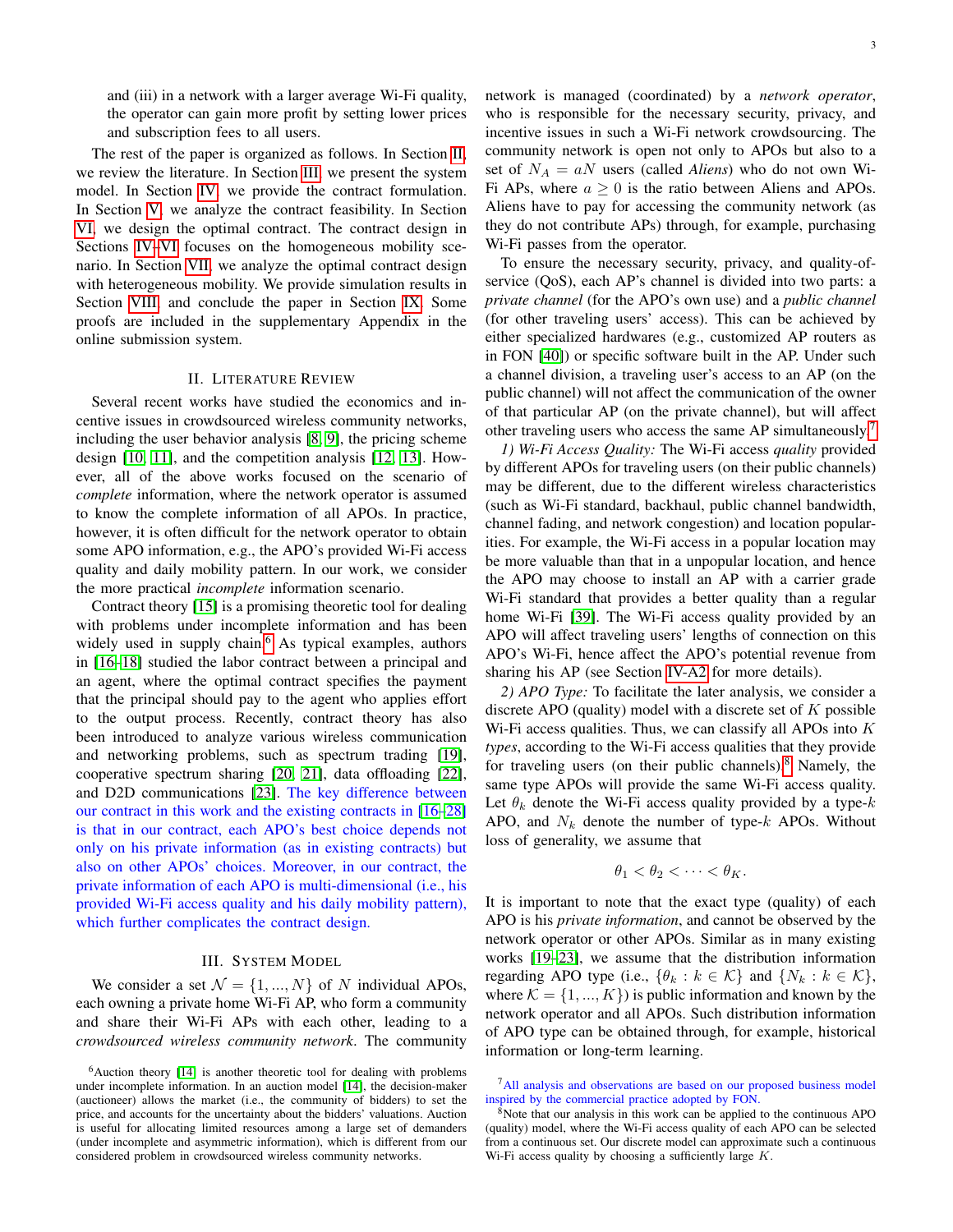and (iii) in a network with a larger average Wi-Fi quality, the operator can gain more profit by setting lower prices and subscription fees to all users.

The rest of the paper is organized as follows. In Section II, we review the literature. In Section III, we present the system model. In Section IV, we provide the contract formulation. In Section V, we analyze the contract feasibility. In Section VI, we design the optimal contract. The contract design in Sections IV–VI focuses on the homogeneous mobility scenario. In Section VII, we analyze the optimal contract design with heterogeneous mobility. We provide simulation results in Section VIII, and conclude the paper in Section IX. Some proofs are included in the supplementary Appendix in the online submission system.

## II. Literature Review

Several recent works have studied the economics and incentive issues in crowdsourced wireless community networks, including the user behavior analysis [8, 9], the pricing scheme design [10, 11], and the competition analysis [12, 13]. However, all of the above works focused on the scenario of *complete* information, where the network operator is assumed to know the complete information of all APOs. In practice, however, it is often difficult for the network operator to obtain some APO information, e.g., the APO's provided Wi-Fi access quality and daily mobility pattern. In our work, we consider the more practical *incomplete* information scenario.

Contract theory [15] is a promising theoretic tool for dealing with problems under incomplete information and has been widely used in supply chain.[6] As typical examples, authors in [16–18] studied the labor contract between a principal and an agent, where the optimal contract specifies the payment that the principal should pay to the agent who applies effort to the output process. Recently, contract theory has also been introduced to analyze various wireless communication and networking problems, such as spectrum trading [19], cooperative spectrum sharing [20, 21], data offloading [22], and D2D communications [23]. The key difference between our contract in this work and the existing contracts in [16–28] is that in our contract, each APO's best choice depends not only on his private information (as in existing contracts) but also on other APOs' choices. Moreover, in our contract, the private information of each APO is multi-dimensional (i.e., his provided Wi-Fi access quality and his daily mobility pattern), which further complicates the contract design.

## III. System Model

We consider a set $\mathcal{N} = \{1, ..., N\}$ of $N$ individual APOs, each owning a private home Wi-Fi AP, who form a community and share their Wi-Fi APs with each other, leading to a *crowdsourced wireless community network*. The community network is managed (coordinated) by a *network operator*, who is responsible for the necessary security, privacy, and incentive issues in such a Wi-Fi network crowdsourcing. The community network is open not only to APOs but also to a set of $N_A = aN$ users (called *Aliens*) who do not own Wi-Fi APs, where $a \geq 0$ is the ratio between Aliens and APOs. Aliens have to pay for accessing the community network (as they do not contribute APs) through, for example, purchasing Wi-Fi passes from the operator.

To ensure the necessary security, privacy, and quality-of-service (QoS), each AP's channel is divided into two parts: a *private channel* (for the APO's own use) and a *public channel* (for other traveling users' access). This can be achieved by either specialized hardwares (e.g., customized AP routers as in FON [40]) or specific software built in the AP. Under such a channel division, a traveling user's access to an AP (on the public channel) will not affect the communication of the owner of that particular AP (on the private channel), but will affect other traveling users who access the same AP simultaneously.[7]

*1) Wi-Fi Access Quality:* The Wi-Fi access *quality* provided by different APOs for traveling users (on their public channels) may be different, due to the different wireless characteristics (such as Wi-Fi standard, backhaul, public channel bandwidth, channel fading, and network congestion) and location popularities. For example, the Wi-Fi access in a popular location may be more valuable than that in a unpopular location, and hence the APO may choose to install an AP with a carrier grade Wi-Fi standard that provides a better quality than a regular home Wi-Fi [39]. The Wi-Fi access quality provided by an APO will affect traveling users' lengths of connection on this APO's Wi-Fi, hence affect the APO's potential revenue from sharing his AP (see Section IV-A2 for more details).

*2) APO Type:* To facilitate the later analysis, we consider a discrete APO (quality) model with a discrete set of $K$ possible Wi-Fi access qualities. Thus, we can classify all APOs into $K$ *types*, according to the Wi-Fi access qualities that they provide for traveling users (on their public channels).[8] Namely, the same type APOs will provide the same Wi-Fi access quality. Let $\theta_k$ denote the Wi-Fi access quality provided by a type-$k$ APO, and $N_k$ denote the number of type-$k$ APOs. Without loss of generality, we assume that

$$\theta_1 < \theta_2 < \cdots < \theta_K.$$

It is important to note that the exact type (quality) of each APO is his *private information*, and cannot be observed by the network operator or other APOs. Similar as in many existing works [19–23], we assume that the distribution information regarding APO type (i.e., $\{\theta_k : k \in \mathcal{K}\}$ and $\{N_k : k \in \mathcal{K}\}$, where $\mathcal{K} = \{1, ..., K\}$) is public information and known by the network operator and all APOs. Such distribution information of APO type can be obtained through, for example, historical information or long-term learning.

[6] Auction theory [14] is another theoretic tool for dealing with problems under incomplete information. In an auction model [14], the decision-maker (auctioneer) allows the market (i.e., the community of bidders) to set the price, and accounts for the uncertainty about the bidders' valuations. Auction is useful for allocating limited resources among a large set of demanders (under incomplete and asymmetric information), which is different from our considered problem in crowdsourced wireless community networks.

[7] All analysis and observations are based on our proposed business model inspired by the commercial practice adopted by FON.

[8] Note that our analysis in this work can be applied to the continuous APO (quality) model, where the Wi-Fi access quality of each APO can be selected from a continuous set. Our discrete model can approximate such a continuous Wi-Fi access quality by choosing a sufficiently large $K$.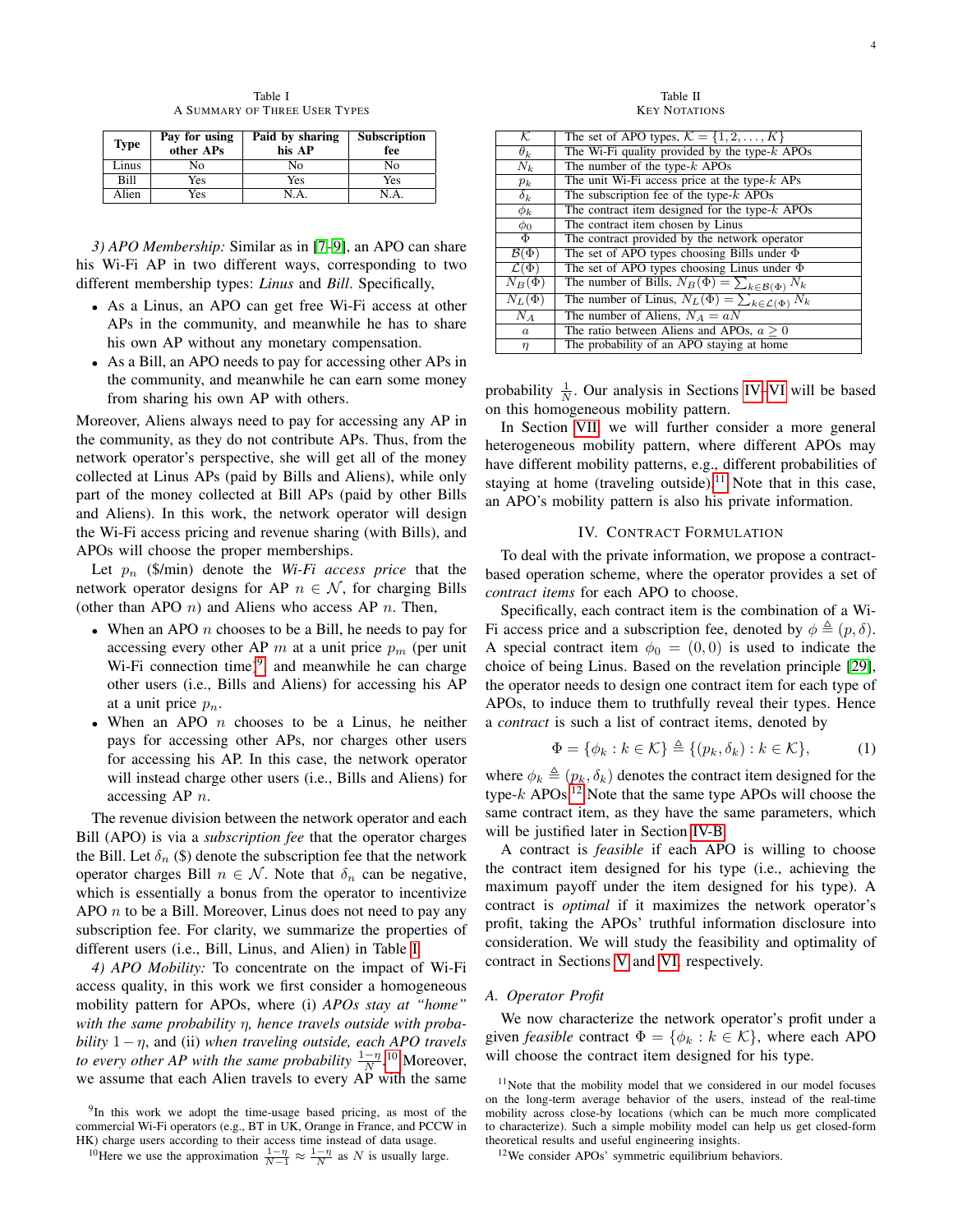Table I
A SUMMARY OF THREE USER TYPES

| Type | Pay for using other APs | Paid by sharing his AP | Subscription fee |
|---|---|---|---|
| Linus | No | No | No |
| Bill | Yes | Yes | Yes |
| Alien | Yes | N.A. | N.A. |

*3) APO Membership:* Similar as in [7–9], an APO can share his Wi-Fi AP in two different ways, corresponding to two different membership types: *Linus* and *Bill*. Specifically,

- As a Linus, an APO can get free Wi-Fi access at other APs in the community, and meanwhile he has to share his own AP without any monetary compensation.
- As a Bill, an APO needs to pay for accessing other APs in the community, and meanwhile he can earn some money from sharing his own AP with others.

Moreover, Aliens always need to pay for accessing any AP in the community, as they do not contribute APs. Thus, from the network operator's perspective, she will get all of the money collected at Linus APs (paid by Bills and Aliens), while only part of the money collected at Bill APs (paid by other Bills and Aliens). In this work, the network operator will design the Wi-Fi access pricing and revenue sharing (with Bills), and APOs will choose the proper memberships.

Let $p_n$ (\$/min) denote the *Wi-Fi access price* that the network operator designs for AP $n \in \mathcal{N}$, for charging Bills (other than APO $n$) and Aliens who access AP $n$. Then,

- When an APO $n$ chooses to be a Bill, he needs to pay for accessing every other AP $m$ at a unit price $p_m$ (per unit Wi-Fi connection time)[9], and meanwhile he can charge other users (i.e., Bills and Aliens) for accessing his AP at a unit price $p_n$.
- When an APO $n$ chooses to be a Linus, he neither pays for accessing other APs, nor charges other users for accessing his AP. In this case, the network operator will instead charge other users (i.e., Bills and Aliens) for accessing AP $n$.

The revenue division between the network operator and each Bill (APO) is via a *subscription fee* that the operator charges the Bill. Let $\delta_n$ (\$) denote the subscription fee that the network operator charges Bill $n \in \mathcal{N}$. Note that $\delta_n$ can be negative, which is essentially a bonus from the operator to incentivize APO $n$ to be a Bill. Moreover, Linus does not need to pay any subscription fee. For clarity, we summarize the properties of different users (i.e., Bill, Linus, and Alien) in Table I.

*4) APO Mobility:* To concentrate on the impact of Wi-Fi access quality, in this work we first consider a homogeneous mobility pattern for APOs, where (i) *APOs stay at "home" with the same probability $\eta$, hence travels outside with probability $1-\eta$*, and (ii) *when traveling outside, each APO travels to every other AP with the same probability $\frac{1-\eta}{N}$*.[10] Moreover, we assume that each Alien travels to every AP with the same probability $\frac{1}{N}$. Our analysis in Sections IV–VI will be based on this homogeneous mobility pattern.

Table II
KEY NOTATIONS

| | |
|---|---|
| $\mathcal{K}$ | The set of APO types, $\mathcal{K} = \{1, 2, \dots, K\}$ |
| $\theta_k$ | The Wi-Fi quality provided by the type-$k$ APOs |
| $N_k$ | The number of the type-$k$ APOs |
| $p_k$ | The unit Wi-Fi access price at the type-$k$ APs |
| $\delta_k$ | The subscription fee of the type-$k$ APOs |
| $\phi_k$ | The contract item designed for the type-$k$ APOs |
| $\phi_0$ | The contract item chosen by Linus |
| $\Phi$ | The contract provided by the network operator |
| $\mathcal{B}(\Phi)$ | The set of APO types choosing Bills under $\Phi$ |
| $\mathcal{L}(\Phi)$ | The set of APO types choosing Linus under $\Phi$ |
| $N_B(\Phi)$ | The number of Bills, $N_B(\Phi) = \sum_{k \in \mathcal{B}(\Phi)} N_k$ |
| $N_L(\Phi)$ | The number of Linus, $N_L(\Phi) = \sum_{k \in \mathcal{L}(\Phi)} N_k$ |
| $N_A$ | The number of Aliens, $N_A = aN$ |
| $a$ | The ratio between Aliens and APOs, $a \geq 0$ |
| $\eta$ | The probability of an APO staying at home |

In Section VII, we will further consider a more general heterogeneous mobility pattern, where different APOs may have different mobility patterns, e.g., different probabilities of staying at home (traveling outside).[11] Note that in this case, an APO's mobility pattern is also his private information.

## IV. CONTRACT FORMULATION

To deal with the private information, we propose a contract-based operation scheme, where the operator provides a set of *contract items* for each APO to choose.

Specifically, each contract item is the combination of a Wi-Fi access price and a subscription fee, denoted by $\phi \triangleq (p, \delta)$. A special contract item $\phi_0 = (0, 0)$ is used to indicate the choice of being Linus. Based on the revelation principle [29], the operator needs to design one contract item for each type of APOs, to induce them to truthfully reveal their types. Hence a *contract* is such a list of contract items, denoted by

$$\Phi = \{\phi_k : k \in \mathcal{K}\} \triangleq \{(p_k, \delta_k) : k \in \mathcal{K}\}, \tag{1}$$

where $\phi_k \triangleq (p_k, \delta_k)$ denotes the contract item designed for the type-$k$ APOs.[12] Note that the same type APOs will choose the same contract item, as they have the same parameters, which will be justified later in Section IV-B.

A contract is *feasible* if each APO is willing to choose the contract item designed for his type (i.e., achieving the maximum payoff under the item designed for his type). A contract is *optimal* if it maximizes the network operator's profit, taking the APOs' truthful information disclosure into consideration. We will study the feasibility and optimality of contract in Sections V and VI, respectively.

### A. Operator Profit

We now characterize the network operator's profit under a given *feasible* contract $\Phi = \{\phi_k : k \in \mathcal{K}\}$, where each APO will choose the contract item designed for his type.

[9] In this work we adopt the time-usage based pricing, as most of the commercial Wi-Fi operators (e.g., BT in UK, Orange in France, and PCCW in HK) charge users according to their access time instead of data usage.

[10] Here we use the approximation $\frac{1-\eta}{N-1} \approx \frac{1-\eta}{N}$ as $N$ is usually large.

[11] Note that the mobility model that we considered in our model focuses on the long-term average behavior of the users, instead of the real-time mobility across close-by locations (which can be much more complicated to characterize). Such a simple mobility model can help us get closed-form theoretical results and useful engineering insights.

[12] We consider APOs' symmetric equilibrium behaviors.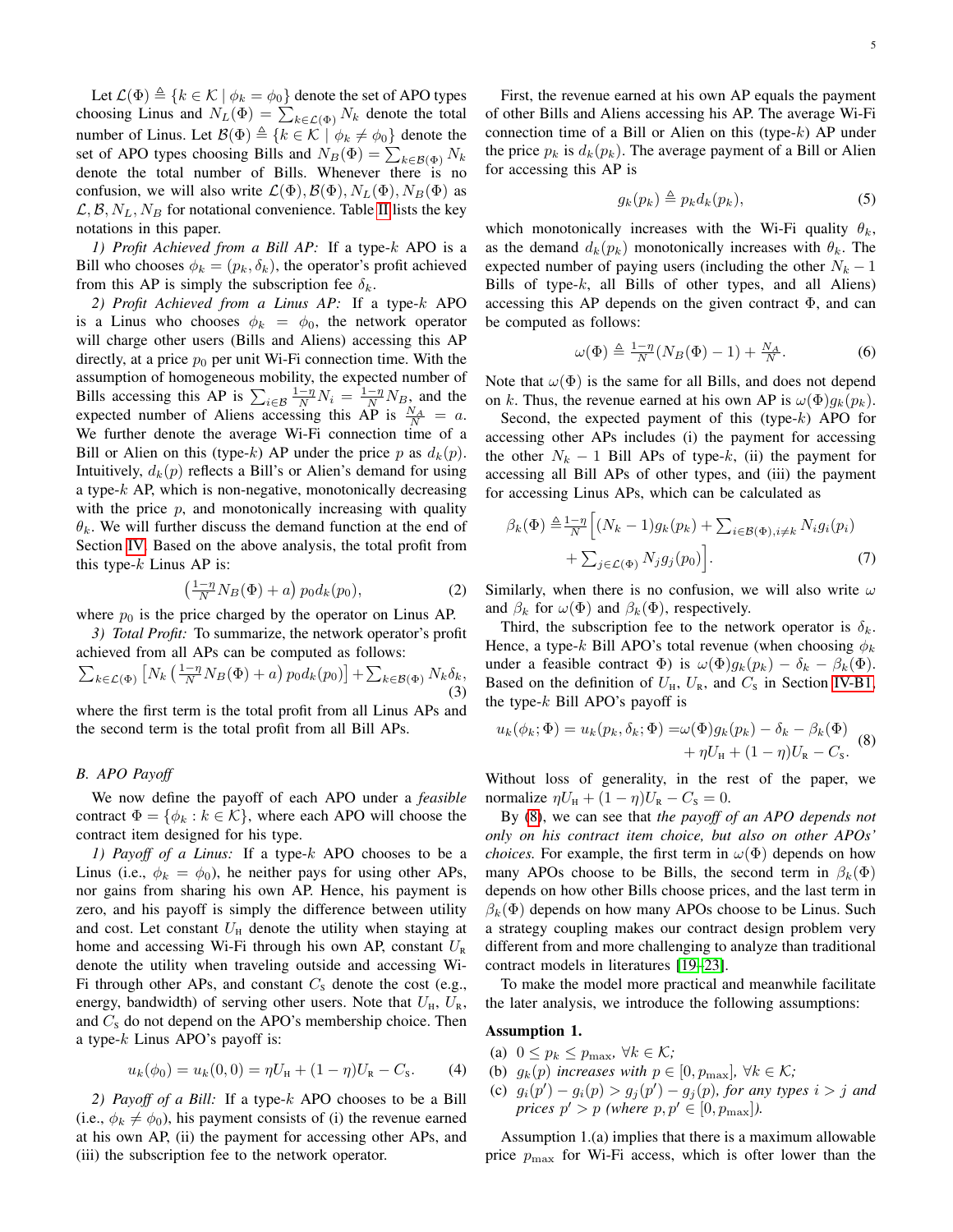Let $\mathcal{L}(\Phi) \triangleq \{k \in \mathcal{K} \mid \phi_k = \phi_0\}$ denote the set of APO types choosing Linus and $N_L(\Phi) = \sum_{k\in\mathcal{L}(\Phi)} N_k$ denote the total number of Linus. Let $\mathcal{B}(\Phi) \triangleq \{k \in \mathcal{K} \mid \phi_k \neq \phi_0\}$ denote the set of APO types choosing Bills and $N_B(\Phi) = \sum_{k\in\mathcal{B}(\Phi)} N_k$ denote the total number of Bills. Whenever there is no confusion, we will also write $\mathcal{L}(\Phi), \mathcal{B}(\Phi), N_L(\Phi), N_B(\Phi)$ as $\mathcal{L}, \mathcal{B}, N_L, N_B$ for notational convenience. Table II lists the key notations in this paper.

*1) Profit Achieved from a Bill AP:* If a type-$k$ APO is a Bill who chooses $\phi_k = (p_k, \delta_k)$, the operator's profit achieved from this AP is simply the subscription fee $\delta_k$.

*2) Profit Achieved from a Linus AP:* If a type-$k$ APO is a Linus who chooses $\phi_k = \phi_0$, the network operator will charge other users (Bills and Aliens) accessing this AP directly, at a price $p_0$ per unit Wi-Fi connection time. With the assumption of homogeneous mobility, the expected number of Bills accessing this AP is $\sum_{i\in\mathcal{B}} \frac{1-\eta}{N} N_i = \frac{1-\eta}{N} N_B$, and the expected number of Aliens accessing this AP is $\frac{N_A}{N} = a$. We further denote the average Wi-Fi connection time of a Bill or Alien on this (type-$k$) AP under the price $p$ as $d_k(p)$. Intuitively, $d_k(p)$ reflects a Bill's or Alien's demand for using a type-$k$ AP, which is non-negative, monotonically decreasing with the price $p$, and monotonically increasing with quality $\theta_k$. We will further discuss the demand function at the end of Section IV. Based on the above analysis, the total profit from this type-$k$ Linus AP is:

$$\left(\tfrac{1-\eta}{N} N_B(\Phi) + a\right) p_0 d_k(p_0), \tag{2}$$

where $p_0$ is the price charged by the operator on Linus AP.

*3) Total Profit:* To summarize, the network operator's profit achieved from all APs can be computed as follows:

$$\sum_{k\in\mathcal{L}(\Phi)} \left[N_k \left(\tfrac{1-\eta}{N} N_B(\Phi) + a\right) p_0 d_k(p_0)\right] + \sum_{k\in\mathcal{B}(\Phi)} N_k \delta_k, \tag{3}$$

where the first term is the total profit from all Linus APs and the second term is the total profit from all Bill APs.

## B. APO Payoff

We now define the payoff of each APO under a *feasible* contract $\Phi = \{\phi_k : k \in \mathcal{K}\}$, where each APO will choose the contract item designed for his type.

*1) Payoff of a Linus:* If a type-$k$ APO chooses to be a Linus (i.e., $\phi_k = \phi_0$), he neither pays for using other APs, nor gains from sharing his own AP. Hence, his payment is zero, and his payoff is simply the difference between utility and cost. Let constant $U_{\rm H}$ denote the utility when staying at home and accessing Wi-Fi through his own AP, constant $U_{\rm R}$ denote the utility when traveling outside and accessing Wi-Fi through other APs, and constant $C_{\rm S}$ denote the cost (e.g., energy, bandwidth) of serving other users. Note that $U_{\rm H}$, $U_{\rm R}$, and $C_{\rm S}$ do not depend on the APO's membership choice. Then a type-$k$ Linus APO's payoff is:

$$u_k(\phi_0) = u_k(0, 0) = \eta U_{\rm H} + (1-\eta) U_{\rm R} - C_{\rm S}. \tag{4}$$

*2) Payoff of a Bill:* If a type-$k$ APO chooses to be a Bill (i.e., $\phi_k \neq \phi_0$), his payment consists of (i) the revenue earned at his own AP, (ii) the payment for accessing other APs, and (iii) the subscription fee to the network operator.

First, the revenue earned at his own AP equals the payment of other Bills and Aliens accessing his AP. The average Wi-Fi connection time of a Bill or Alien on this (type-$k$) AP under the price $p_k$ is $d_k(p_k)$. The average payment of a Bill or Alien for accessing this AP is

$$g_k(p_k) \triangleq p_k d_k(p_k), \tag{5}$$

which monotonically increases with the Wi-Fi quality $\theta_k$, as the demand $d_k(p_k)$ monotonically increases with $\theta_k$. The expected number of paying users (including the other $N_k - 1$ Bills of type-$k$, all Bills of other types, and all Aliens) accessing this AP depends on the given contract $\Phi$, and can be computed as follows:

$$\omega(\Phi) \triangleq \tfrac{1-\eta}{N}(N_B(\Phi) - 1) + \tfrac{N_A}{N}. \tag{6}$$

Note that $\omega(\Phi)$ is the same for all Bills, and does not depend on $k$. Thus, the revenue earned at his own AP is $\omega(\Phi) g_k(p_k)$.

Second, the expected payment of this (type-$k$) APO for accessing other APs includes (i) the payment for accessing the other $N_k - 1$ Bill APs of type-$k$, (ii) the payment for accessing all Bill APs of other types, and (iii) the payment for accessing Linus APs, which can be calculated as

$$\beta_k(\Phi) \triangleq \tfrac{1-\eta}{N}\Big[(N_k - 1) g_k(p_k) + \textstyle\sum_{i\in\mathcal{B}(\Phi), i\neq k} N_i g_i(p_i) + \textstyle\sum_{j\in\mathcal{L}(\Phi)} N_j g_j(p_0)\Big]. \tag{7}$$

Similarly, when there is no confusion, we will also write $\omega$ and $\beta_k$ for $\omega(\Phi)$ and $\beta_k(\Phi)$, respectively.

Third, the subscription fee to the network operator is $\delta_k$. Hence, a type-$k$ Bill APO's total revenue (when choosing $\phi_k$ under a feasible contract $\Phi$) is $\omega(\Phi) g_k(p_k) - \delta_k - \beta_k(\Phi)$. Based on the definition of $U_{\rm H}$, $U_{\rm R}$, and $C_{\rm S}$ in Section IV-B1, the type-$k$ Bill APO's payoff is

$$u_k(\phi_k; \Phi) = u_k(p_k, \delta_k; \Phi) = \omega(\Phi) g_k(p_k) - \delta_k - \beta_k(\Phi) + \eta U_{\rm H} + (1-\eta) U_{\rm R} - C_{\rm S}. \tag{8}$$

Without loss of generality, in the rest of the paper, we normalize $\eta U_{\rm H} + (1-\eta) U_{\rm R} - C_{\rm S} = 0$.

By (8), we can see that *the payoff of an APO depends not only on his contract item choice, but also on other APOs' choices.* For example, the first term in $\omega(\Phi)$ depends on how many APOs choose to be Bills, the second term in $\beta_k(\Phi)$ depends on how other Bills choose prices, and the last term in $\beta_k(\Phi)$ depends on how many APOs choose to be Linus. Such a strategy coupling makes our contract design problem very different from and more challenging to analyze than traditional contract models in literatures [19–23].

To make the model more practical and meanwhile facilitate the later analysis, we introduce the following assumptions:

**Assumption 1.**

(a) $0 \le p_k \le p_{\max}$, $\forall k \in \mathcal{K}$;

(b) $g_k(p)$ *increases with* $p \in [0, p_{\max}]$, $\forall k \in \mathcal{K}$;

(c) $g_i(p') - g_i(p) > g_j(p') - g_j(p)$, *for any types* $i > j$ *and prices* $p' > p$ *(where* $p, p' \in [0, p_{\max}]$*).*

Assumption 1.(a) implies that there is a maximum allowable price $p_{\max}$ for Wi-Fi access, which is ofter lower than the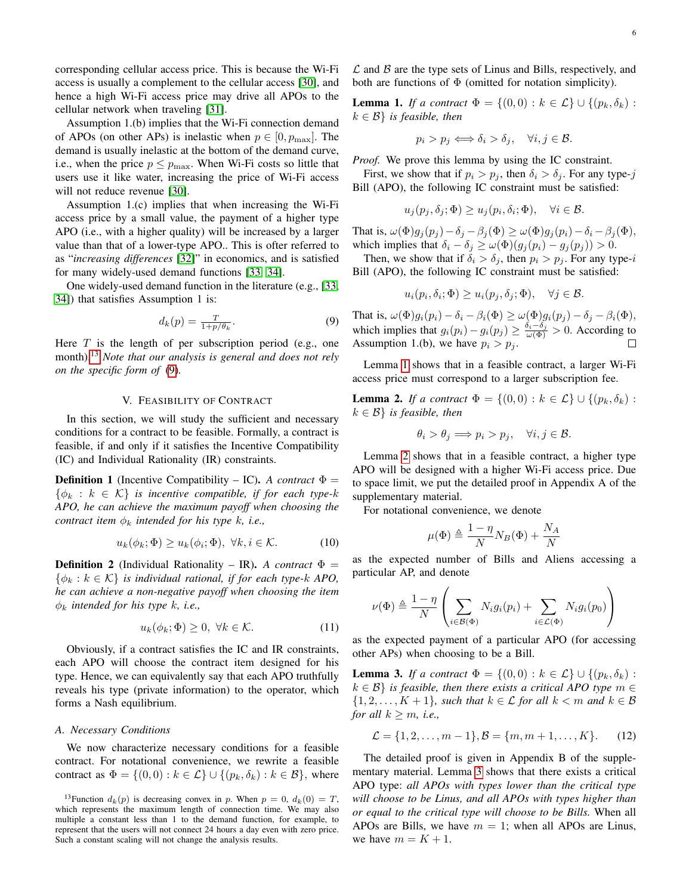corresponding cellular access price. This is because the Wi-Fi access is usually a complement to the cellular access [30], and hence a high Wi-Fi access price may drive all APOs to the cellular network when traveling [31].

Assumption 1.(b) implies that the Wi-Fi connection demand of APOs (on other APs) is inelastic when $p \in [0, p_{\max}]$. The demand is usually inelastic at the bottom of the demand curve, i.e., when the price $p \leq p_{\max}$. When Wi-Fi costs so little that users use it like water, increasing the price of Wi-Fi access will not reduce revenue [30].

Assumption 1.(c) implies that when increasing the Wi-Fi access price by a small value, the payment of a higher type APO (i.e., with a higher quality) will be increased by a larger value than that of a lower-type APO.. This is ofter referred to as "*increasing differences* [32]" in economics, and is satisfied for many widely-used demand functions [33, 34].

One widely-used demand function in the literature (e.g., [33, 34]) that satisfies Assumption 1 is:

$$d_k(p) = \tfrac{T}{1+p/\theta_k}. \tag{9}$$

Here $T$ is the length of per subscription period (e.g., one month).[13] *Note that our analysis is general and does not rely on the specific form of* (9).

## V. Feasibility of Contract

In this section, we will study the sufficient and necessary conditions for a contract to be feasible. Formally, a contract is feasible, if and only if it satisfies the Incentive Compatibility (IC) and Individual Rationality (IR) constraints.

**Definition 1** (Incentive Compatibility – IC). *A contract $\Phi = \{\phi_k : k \in \mathcal{K}\}$ is incentive compatible, if for each type-$k$ APO, he can achieve the maximum payoff when choosing the contract item $\phi_k$ intended for his type $k$, i.e.,*

$$u_k(\phi_k; \Phi) \geq u_k(\phi_i; \Phi), \ \forall k, i \in \mathcal{K}. \tag{10}$$

**Definition 2** (Individual Rationality – IR). *A contract $\Phi = \{\phi_k : k \in \mathcal{K}\}$ is individual rational, if for each type-$k$ APO, he can achieve a non-negative payoff when choosing the item $\phi_k$ intended for his type $k$, i.e.,*

$$u_k(\phi_k; \Phi) \geq 0, \ \forall k \in \mathcal{K}. \tag{11}$$

Obviously, if a contract satisfies the IC and IR constraints, each APO will choose the contract item designed for his type. Hence, we can equivalently say that each APO truthfully reveals his type (private information) to the operator, which forms a Nash equilibrium.

### A. Necessary Conditions

We now characterize necessary conditions for a feasible contract. For notational convenience, we rewrite a feasible contract as $\Phi = \{(0, 0) : k \in \mathcal{L}\} \cup \{(p_k, \delta_k) : k \in \mathcal{B}\}$, where $\mathcal{L}$ and $\mathcal{B}$ are the type sets of Linus and Bills, respectively, and both are functions of $\Phi$ (omitted for notation simplicity).

**Lemma 1.** *If a contract $\Phi = \{(0, 0) : k \in \mathcal{L}\} \cup \{(p_k, \delta_k) : k \in \mathcal{B}\}$ is feasible, then*

$$p_i > p_j \Longleftrightarrow \delta_i > \delta_j, \quad \forall i, j \in \mathcal{B}.$$

*Proof.* We prove this lemma by using the IC constraint.

First, we show that if $p_i > p_j$, then $\delta_i > \delta_j$. For any type-$j$ Bill (APO), the following IC constraint must be satisfied:

$$u_j(p_j, \delta_j; \Phi) \geq u_j(p_i, \delta_i; \Phi), \quad \forall i \in \mathcal{B}.$$

That is, $\omega(\Phi) g_j(p_j) - \delta_j - \beta_j(\Phi) \geq \omega(\Phi) g_j(p_i) - \delta_i - \beta_j(\Phi)$, which implies that $\delta_i - \delta_j \geq \omega(\Phi)(g_j(p_i) - g_j(p_j)) > 0$.

Then, we show that if $\delta_i > \delta_j$, then $p_i > p_j$. For any type-$i$ Bill (APO), the following IC constraint must be satisfied:

$$u_i(p_i, \delta_i; \Phi) \geq u_i(p_j, \delta_j; \Phi), \quad \forall j \in \mathcal{B}.$$

That is, $\omega(\Phi) g_i(p_i) - \delta_i - \beta_i(\Phi) \geq \omega(\Phi) g_i(p_j) - \delta_j - \beta_i(\Phi)$, which implies that $g_i(p_i) - g_i(p_j) \geq \frac{\delta_i - \delta_j}{\omega(\Phi)} > 0$. According to Assumption 1.(b), we have $p_i > p_j$. $\square$

Lemma 1 shows that in a feasible contract, a larger Wi-Fi access price must correspond to a larger subscription fee.

**Lemma 2.** *If a contract $\Phi = \{(0, 0) : k \in \mathcal{L}\} \cup \{(p_k, \delta_k) : k \in \mathcal{B}\}$ is feasible, then*

$$\theta_i > \theta_j \Longrightarrow p_i > p_j, \quad \forall i, j \in \mathcal{B}.$$

Lemma 2 shows that in a feasible contract, a higher type APO will be designed with a higher Wi-Fi access price. Due to space limit, we put the detailed proof in Appendix A of the supplementary material.

For notational convenience, we denote

$$\mu(\Phi) \triangleq \frac{1-\eta}{N} N_B(\Phi) + \frac{N_A}{N}$$

as the expected number of Bills and Aliens accessing a particular AP, and denote

$$\nu(\Phi) \triangleq \frac{1-\eta}{N} \left( \sum_{i \in \mathcal{B}(\Phi)} N_i g_i(p_i) + \sum_{i \in \mathcal{L}(\Phi)} N_i g_i(p_0) \right)$$

as the expected payment of a particular APO (for accessing other APs) when choosing to be a Bill.

**Lemma 3.** *If a contract $\Phi = \{(0, 0) : k \in \mathcal{L}\} \cup \{(p_k, \delta_k) : k \in \mathcal{B}\}$ is feasible, then there exists a critical APO type $m \in \{1, 2, \ldots, K+1\}$, such that $k \in \mathcal{L}$ for all $k < m$ and $k \in \mathcal{B}$ for all $k \geq m$, i.e.,*

$$\mathcal{L} = \{1, 2, \ldots, m-1\}, \mathcal{B} = \{m, m+1, \ldots, K\}. \tag{12}$$

The detailed proof is given in Appendix B of the supplementary material. Lemma 3 shows that there exists a critical APO type: *all APOs with types lower than the critical type will choose to be Linus, and all APOs with types higher than or equal to the critical type will choose to be Bills.* When all APOs are Bills, we have $m = 1$; when all APOs are Linus, we have $m = K + 1$.

[13] Function $d_k(p)$ is decreasing convex in $p$. When $p = 0$, $d_k(0) = T$, which represents the maximum length of connection time. We may also multiple a constant less than 1 to the demand function, for example, to represent that the users will not connect 24 hours a day even with zero price. Such a constant scaling will not change the analysis results.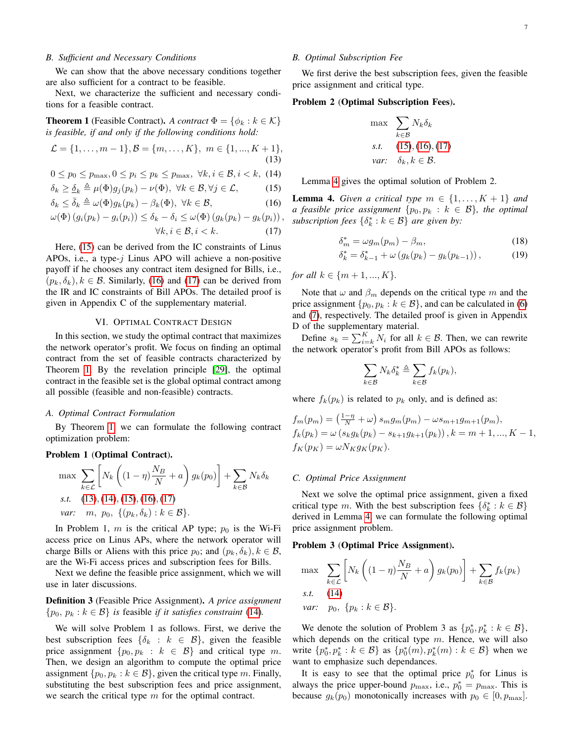### B. Sufficient and Necessary Conditions

We can show that the above necessary conditions together are also sufficient for a contract to be feasible.

Next, we characterize the sufficient and necessary conditions for a feasible contract.

**Theorem 1** (Feasible Contract). *A contract $\Phi = \{\phi_k : k \in \mathcal{K}\}$ is feasible, if and only if the following conditions hold:*

$$\mathcal{L} = \{1, \ldots, m-1\}, \mathcal{B} = \{m, \ldots, K\},\ m \in \{1, ..., K+1\}, \tag{13}$$

$$0 \le p_0 \le p_{\max}, 0 \le p_i \le p_k \le p_{\max},\ \forall k, i \in \mathcal{B}, i < k, \tag{14}$$

$$\delta_k \ge \underline{\delta}_k \triangleq \mu(\Phi) g_j(p_k) - \nu(\Phi),\ \forall k \in \mathcal{B}, \forall j \in \mathcal{L}, \tag{15}$$

$$\delta_k \le \bar{\delta}_k \triangleq \omega(\Phi) g_k(p_k) - \beta_k(\Phi),\ \forall k \in \mathcal{B}, \tag{16}$$

$$\omega(\Phi)\left(g_i(p_k) - g_i(p_i)\right) \le \delta_k - \delta_i \le \omega(\Phi)\left(g_k(p_k) - g_k(p_i)\right), \quad \forall k, i \in \mathcal{B}, i < k. \tag{17}$$

Here, (15) can be derived from the IC constraints of Linus APOs, i.e., a type-$j$ Linus APO will achieve a non-positive payoff if he chooses any contract item designed for Bills, i.e., $(p_k, \delta_k), k \in \mathcal{B}$. Similarly, (16) and (17) can be derived from the IR and IC constraints of Bill APOs. The detailed proof is given in Appendix C of the supplementary material.

## VI. Optimal Contract Design

In this section, we study the optimal contract that maximizes the network operator's profit. We focus on finding an optimal contract from the set of feasible contracts characterized by Theorem 1. By the revelation principle [29], the optimal contract in the feasible set is the global optimal contract among all possible (feasible and non-feasible) contracts.

### A. Optimal Contract Formulation

By Theorem 1, we can formulate the following contract optimization problem:

**Problem 1 (Optimal Contract).**

$$\begin{aligned}
\max \quad & \sum_{k\in\mathcal{L}} \left[ N_k \left( (1-\eta)\frac{N_B}{N} + a \right) g_k(p_0) \right] + \sum_{k \in \mathcal{B}} N_k \delta_k \\
\textit{s.t.} \quad & (13), (14), (15), (16), (17) \\
\textit{var:} \quad & m,\ p_0,\ \{(p_k, \delta_k) : k \in \mathcal{B}\}.
\end{aligned}$$

In Problem 1, $m$ is the critical AP type; $p_0$ is the Wi-Fi access price on Linus APs, where the network operator will charge Bills or Aliens with this price $p_0$; and $(p_k, \delta_k), k \in \mathcal{B}$, are the Wi-Fi access prices and subscription fees for Bills.

Next we define the feasible price assignment, which we will use in later discussions.

**Definition 3** (Feasible Price Assignment). *A price assignment $\{p_0,\ p_k : k \in \mathcal{B}\}$ is feasible if it satisfies constraint (14).*

We will solve Problem 1 as follows. First, we derive the best subscription fees $\{\delta_k : k \in \mathcal{B}\}$, given the feasible price assignment $\{p_0, p_k : k \in \mathcal{B}\}$ and critical type $m$. Then, we design an algorithm to compute the optimal price assignment $\{p_0, p_k : k \in \mathcal{B}\}$, given the critical type $m$. Finally, substituting the best subscription fees and price assignment, we search the critical type $m$ for the optimal contract.

### B. Optimal Subscription Fee

We first derive the best subscription fees, given the feasible price assignment and critical type.

**Problem 2 (Optimal Subscription Fees).**

$$\begin{aligned}
\max \quad & \sum_{k \in \mathcal{B}} N_k \delta_k \\
\textit{s.t.} \quad & (15), (16), (17) \\
\textit{var:} \quad & \delta_k, k \in \mathcal{B}.
\end{aligned}$$

Lemma 4 gives the optimal solution of Problem 2.

**Lemma 4.** *Given a critical type $m \in \{1, \ldots, K+1\}$ and a feasible price assignment $\{p_0, p_k : k \in \mathcal{B}\}$, the optimal subscription fees $\{\delta_k^* : k \in \mathcal{B}\}$ are given by:*

$$\delta_m^* = \omega g_m(p_m) - \beta_m, \tag{18}$$

$$\delta_k^* = \delta_{k-1}^* + \omega\left(g_k(p_k) - g_k(p_{k-1})\right), \tag{19}$$

*for all $k \in \{m+1, ..., K\}$.*

Note that $\omega$ and $\beta_m$ depends on the critical type $m$ and the price assignment $\{p_0, p_k : k \in \mathcal{B}\}$, and can be calculated in (6) and (7), respectively. The detailed proof is given in Appendix D of the supplementary material.

Define $s_k = \sum_{i=k}^{K} N_i$ for all $k \in \mathcal{B}$. Then, we can rewrite the network operator's profit from Bill APOs as follows:

$$\sum_{k \in \mathcal{B}} N_k \delta_k^* \triangleq \sum_{k \in \mathcal{B}} f_k(p_k),$$

where $f_k(p_k)$ is related to $p_k$ only, and is defined as:

$$f_m(p_m) = \left(\tfrac{1-\eta}{N} + \omega\right) s_m g_m(p_m) - \omega s_{m+1} g_{m+1}(p_m),$$

$$f_k(p_k) = \omega\left(s_k g_k(p_k) - s_{k+1} g_{k+1}(p_k)\right), k = m+1, ..., K-1,$$

$$f_K(p_K) = \omega N_K g_K(p_K).$$

### C. Optimal Price Assignment

Next we solve the optimal price assignment, given a fixed critical type $m$. With the best subscription fees $\{\delta_k^* : k \in \mathcal{B}\}$ derived in Lemma 4, we can formulate the following optimal price assignment problem.

**Problem 3 (Optimal Price Assignment).**

$$\begin{aligned}
\max \quad & \sum_{k\in\mathcal{L}} \left[ N_k \left( (1-\eta)\frac{N_B}{N} + a \right) g_k(p_0) \right] + \sum_{k \in \mathcal{B}} f_k(p_k) \\
\textit{s.t.} \quad & (14) \\
\textit{var:} \quad & p_0,\ \{p_k : k \in \mathcal{B}\}.
\end{aligned}$$

We denote the solution of Problem 3 as $\{p_0^*, p_k^* : k \in \mathcal{B}\}$, which depends on the critical type $m$. Hence, we will also write $\{p_0^*, p_k^* : k \in \mathcal{B}\}$ as $\{p_0^*(m), p_k^*(m) : k \in \mathcal{B}\}$ when we want to emphasize such dependances.

It is easy to see that the optimal price $p_0^*$ for Linus is always the price upper-bound $p_{\max}$, i.e., $p_0^* = p_{\max}$. This is because $g_k(p_0)$ monotonically increases with $p_0 \in [0, p_{\max}]$.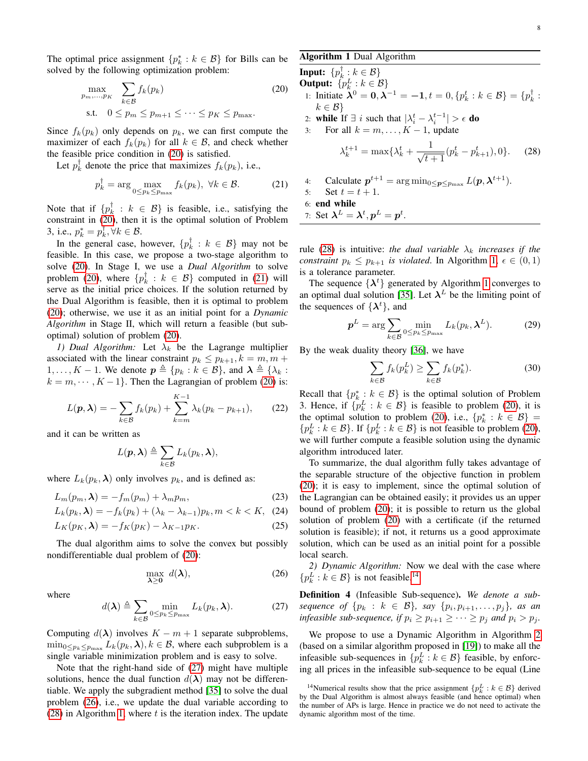The optimal price assignment $\{p_k^* : k \in \mathcal{B}\}$ for Bills can be solved by the following optimization problem:

$$\max_{p_m,\ldots,p_K} \sum_{k\in\mathcal{B}} f_k(p_k) \tag{20}$$
$$\text{s.t.} \quad 0 \le p_m \le p_{m+1} \le \cdots \le p_K \le p_{\max}.$$

Since $f_k(p_k)$ only depends on $p_k$, we can first compute the maximizer of each $f_k(p_k)$ for all $k \in \mathcal{B}$, and check whether the feasible price condition in (20) is satisfied.

Let $p_k^\dagger$ denote the price that maximizes $f_k(p_k)$, i.e.,

$$p_k^\dagger = \arg\max_{0\le p_k \le p_{\max}} f_k(p_k), \ \forall k \in \mathcal{B}. \tag{21}$$

Note that if $\{p_k^\dagger : k \in \mathcal{B}\}$ is feasible, i.e., satisfying the constraint in (20), then it is the optimal solution of Problem 3, i.e., $p_k^* = p_k^\dagger, \forall k \in \mathcal{B}$.

In the general case, however, $\{p_k^\dagger : k \in \mathcal{B}\}$ may not be feasible. In this case, we propose a two-stage algorithm to solve (20). In Stage I, we use a *Dual Algorithm* to solve problem (20), where $\{p_k^\dagger : k \in \mathcal{B}\}$ computed in (21) will serve as the initial price choices. If the solution returned by the Dual Algorithm is feasible, then it is optimal to problem (20); otherwise, we use it as an initial point for a *Dynamic Algorithm* in Stage II, which will return a feasible (but sub-optimal) solution of problem (20).

*1) Dual Algorithm:* Let $\lambda_k$ be the Lagrange multiplier associated with the linear constraint $p_k \le p_{k+1}, k = m, m+1, \ldots, K-1$. We denote $\boldsymbol{p} \triangleq \{p_k : k \in \mathcal{B}\}$, and $\boldsymbol{\lambda} \triangleq \{\lambda_k : k = m, \cdots, K-1\}$. Then the Lagrangian of problem (20) is:

$$L(\boldsymbol{p}, \boldsymbol{\lambda}) = -\sum_{k\in\mathcal{B}} f_k(p_k) + \sum_{k=m}^{K-1} \lambda_k (p_k - p_{k+1}), \tag{22}$$

and it can be written as

$$L(\boldsymbol{p}, \boldsymbol{\lambda}) \triangleq \sum_{k\in\mathcal{B}} L_k(p_k, \boldsymbol{\lambda}),$$

where $L_k(p_k, \boldsymbol{\lambda})$ only involves $p_k$, and is defined as:

$$L_m(p_m, \boldsymbol{\lambda}) = -f_m(p_m) + \lambda_m p_m, \tag{23}$$
$$L_k(p_k, \boldsymbol{\lambda}) = -f_k(p_k) + (\lambda_k - \lambda_{k-1}) p_k, m < k < K, \tag{24}$$
$$L_K(p_K, \boldsymbol{\lambda}) = -f_K(p_K) - \lambda_{K-1} p_K. \tag{25}$$

The dual algorithm aims to solve the convex but possibly nondifferentiable dual problem of (20):

$$\max_{\boldsymbol{\lambda}\ge \mathbf{0}} d(\boldsymbol{\lambda}), \tag{26}$$

where

$$d(\boldsymbol{\lambda}) \triangleq \sum_{k\in\mathcal{B}} \min_{0\le p_k\le p_{\max}} L_k(p_k, \boldsymbol{\lambda}). \tag{27}$$

Computing $d(\boldsymbol{\lambda})$ involves $K - m + 1$ separate subproblems, $\min_{0\le p_k\le p_{\max}} L_k(p_k, \boldsymbol{\lambda}), k \in \mathcal{B}$, where each subproblem is a single variable minimization problem and is easy to solve.

Note that the right-hand side of (27) might have multiple solutions, hence the dual function $d(\boldsymbol{\lambda})$ may not be differentiable. We apply the subgradient method [35] to solve the dual problem (26), i.e., we update the dual variable according to (28) in Algorithm 1, where $t$ is the iteration index. The update

**Algorithm 1** Dual Algorithm

**Input:** $\{p_k^\dagger : k \in \mathcal{B}\}$
**Output:** $\{p_k^L : k \in \mathcal{B}\}$

1: Initiate $\boldsymbol{\lambda}^0 = \mathbf{0}, \boldsymbol{\lambda}^{-1} = -\mathbf{1}, t = 0, \{p_k^t : k \in \mathcal{B}\} = \{p_k^\dagger : k \in \mathcal{B}\}$
2: **while** If $\exists\ i$ such that $|\lambda_i^t - \lambda_i^{t-1}| > \epsilon$ **do**
3: &nbsp;&nbsp;&nbsp;&nbsp;For all $k = m, \ldots, K-1$, update

$$\lambda_k^{t+1} = \max\{\lambda_k^t + \frac{1}{\sqrt{t+1}}(p_k^t - p_{k+1}^t), 0\}. \tag{28}$$

4: &nbsp;&nbsp;&nbsp;&nbsp;Calculate $\boldsymbol{p}^{t+1} = \arg\min_{0\le \boldsymbol{p}\le p_{\max}} L(\boldsymbol{p}, \boldsymbol{\lambda}^{t+1})$.
5: &nbsp;&nbsp;&nbsp;&nbsp;Set $t = t + 1$.
6: **end while**
7: Set $\boldsymbol{\lambda}^L = \boldsymbol{\lambda}^t, \boldsymbol{p}^L = \boldsymbol{p}^t$.

rule (28) is intuitive: *the dual variable $\lambda_k$ increases if the constraint $p_k \le p_{k+1}$ is violated.* In Algorithm 1, $\epsilon \in (0, 1)$ is a tolerance parameter.

The sequence $\{\boldsymbol{\lambda}^t\}$ generated by Algorithm 1 converges to an optimal dual solution [35]. Let $\boldsymbol{\lambda}^L$ be the limiting point of the sequences of $\{\boldsymbol{\lambda}^t\}$, and

$$\boldsymbol{p}^L = \arg\sum_{k\in\mathcal{B}} \min_{0\le p_k\le p_{\max}} L_k(p_k, \boldsymbol{\lambda}^L). \tag{29}$$

By the weak duality theory [36], we have

$$\sum_{k\in\mathcal{B}} f_k(p_k^L) \ge \sum_{k\in\mathcal{B}} f_k(p_k^*). \tag{30}$$

Recall that $\{p_k^* : k \in \mathcal{B}\}$ is the optimal solution of Problem 3. Hence, if $\{p_k^L : k \in \mathcal{B}\}$ is feasible to problem (20), it is the optimal solution to problem (20), i.e., $\{p_k^* : k \in \mathcal{B}\} = \{p_k^L : k \in \mathcal{B}\}$. If $\{p_k^L : k \in \mathcal{B}\}$ is not feasible to problem (20), we will further compute a feasible solution using the dynamic algorithm introduced later.

To summarize, the dual algorithm fully takes advantage of the separable structure of the objective function in problem (20); it is easy to implement, since the optimal solution of the Lagrangian can be obtained easily; it provides us an upper bound of problem (20); it is possible to return us the global solution of problem (20) with a certificate (if the returned solution is feasible); if not, it returns us a good approximate solution, which can be used as an initial point for a possible local search.

*2) Dynamic Algorithm:* Now we deal with the case where $\{p_k^L : k \in \mathcal{B}\}$ is not feasible.[14]

**Definition 4** (Infeasible Sub-sequence)**.** *We denote a sub-sequence of $\{p_k : k \in \mathcal{B}\}$, say $\{p_i, p_{i+1}, \ldots, p_j\}$, as an infeasible sub-sequence, if $p_i \ge p_{i+1} \ge \cdots \ge p_j$ and $p_i > p_j$.*

We propose to use a Dynamic Algorithm in Algorithm 2 (based on a similar algorithm proposed in [19]) to make all the infeasible sub-sequences in $\{p_k^L : k \in \mathcal{B}\}$ feasible, by enforcing all prices in the infeasible sub-sequence to be equal (Line

[14] Numerical results show that the price assignment $\{p_k^L : k \in \mathcal{B}\}$ derived by the Dual Algorithm is almost always feasible (and hence optimal) when the number of APs is large. Hence in practice we do not need to activate the dynamic algorithm most of the time.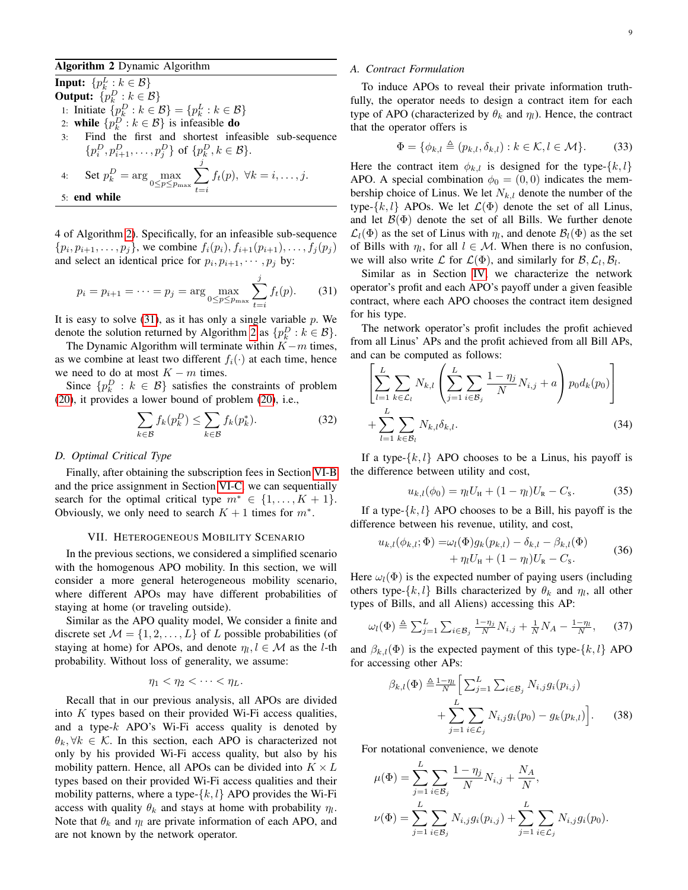**Algorithm 2** Dynamic Algorithm

**Input:** $\{p_k^L : k \in \mathcal{B}\}$
**Output:** $\{p_k^D : k \in \mathcal{B}\}$

1: Initiate $\{p_k^D : k \in \mathcal{B}\} = \{p_k^L : k \in \mathcal{B}\}$
2: **while** $\{p_k^D : k \in \mathcal{B}\}$ is infeasible **do**
3: Find the first and shortest infeasible sub-sequence $\{p_i^D, p_{i+1}^D, \dots, p_j^D\}$ of $\{p_k^D, k \in \mathcal{B}\}$.
4: Set $p_k^D = \arg\max_{0 \le p \le p_{\max}} \sum_{t=i}^{j} f_t(p), \ \forall k = i, \dots, j.$
5: **end while**

4 of Algorithm 2). Specifically, for an infeasible sub-sequence $\{p_i, p_{i+1}, \dots, p_j\}$, we combine $f_i(p_i), f_{i+1}(p_{i+1}), \dots, f_j(p_j)$ and select an identical price for $p_i, p_{i+1}, \cdots, p_j$ by:

$$p_i = p_{i+1} = \cdots = p_j = \arg\max_{0 \le p \le p_{\max}} \sum_{t=i}^{j} f_t(p). \tag{31}$$

It is easy to solve (31), as it has only a single variable $p$. We denote the solution returned by Algorithm 2 as $\{p_k^D : k \in \mathcal{B}\}$.

The Dynamic Algorithm will terminate within $K - m$ times, as we combine at least two different $f_i(\cdot)$ at each time, hence we need to do at most $K - m$ times.

Since $\{p_k^D : k \in \mathcal{B}\}$ satisfies the constraints of problem (20), it provides a lower bound of problem (20), i.e.,

$$\sum_{k \in \mathcal{B}} f_k(p_k^D) \le \sum_{k \in \mathcal{B}} f_k(p_k^*). \tag{32}$$

### D. Optimal Critical Type

Finally, after obtaining the subscription fees in Section VI-B and the price assignment in Section VI-C, we can sequentially search for the optimal critical type $m^* \in \{1, \dots, K+1\}$. Obviously, we only need to search $K+1$ times for $m^*$.

## VII. Heterogeneous Mobility Scenario

In the previous sections, we considered a simplified scenario with the homogenous APO mobility. In this section, we will consider a more general heterogeneous mobility scenario, where different APOs may have different probabilities of staying at home (or traveling outside).

Similar as the APO quality model, We consider a finite and discrete set $\mathcal{M} = \{1, 2, \dots, L\}$ of $L$ possible probabilities (of staying at home) for APOs, and denote $\eta_l, l \in \mathcal{M}$ as the $l$-th probability. Without loss of generality, we assume:

$$\eta_1 < \eta_2 < \cdots < \eta_L.$$

Recall that in our previous analysis, all APOs are divided into $K$ types based on their provided Wi-Fi access qualities, and a type-$k$ APO's Wi-Fi access quality is denoted by $\theta_k, \forall k \in \mathcal{K}$. In this section, each APO is characterized not only by his provided Wi-Fi access quality, but also by his mobility pattern. Hence, all APOs can be divided into $K \times L$ types based on their provided Wi-Fi access qualities and their mobility patterns, where a type-$\{k,l\}$ APO provides the Wi-Fi access with quality $\theta_k$ and stays at home with probability $\eta_l$. Note that $\theta_k$ and $\eta_l$ are private information of each APO, and are not known by the network operator.

### A. Contract Formulation

To induce APOs to reveal their private information truthfully, the operator needs to design a contract item for each type of APO (characterized by $\theta_k$ and $\eta_l$). Hence, the contract that the operator offers is

$$\Phi = \{\phi_{k,l} \triangleq (p_{k,l}, \delta_{k,l}) : k \in \mathcal{K}, l \in \mathcal{M}\}. \tag{33}$$

Here the contract item $\phi_{k,l}$ is designed for the type-$\{k,l\}$ APO. A special combination $\phi_0 = (0,0)$ indicates the membership choice of Linus. We let $N_{k,l}$ denote the number of the type-$\{k,l\}$ APOs. We let $\mathcal{L}(\Phi)$ denote the set of all Linus, and let $\mathcal{B}(\Phi)$ denote the set of all Bills. We further denote $\mathcal{L}_l(\Phi)$ as the set of Linus with $\eta_l$, and denote $\mathcal{B}_l(\Phi)$ as the set of Bills with $\eta_l$, for all $l \in \mathcal{M}$. When there is no confusion, we will also write $\mathcal{L}$ for $\mathcal{L}(\Phi)$, and similarly for $\mathcal{B}, \mathcal{L}_l, \mathcal{B}_l$.

Similar as in Section IV, we characterize the network operator's profit and each APO's payoff under a given feasible contract, where each APO chooses the contract item designed for his type.

The network operator's profit includes the profit achieved from all Linus' APs and the profit achieved from all Bill APs, and can be computed as follows:

$$\left[ \sum_{l=1}^{L} \sum_{k \in \mathcal{L}_l} N_{k,l} \left( \sum_{j=1}^{L} \sum_{i \in \mathcal{B}_j} \frac{1-\eta_j}{N} N_{i,j} + a \right) p_0 d_k(p_0) \right] + \sum_{l=1}^{L} \sum_{k \in \mathcal{B}_l} N_{k,l} \delta_{k,l}. \tag{34}$$

If a type-$\{k,l\}$ APO chooses to be a Linus, his payoff is the difference between utility and cost,

$$u_{k,l}(\phi_0) = \eta_l U_{\text{H}} + (1-\eta_l) U_{\text{R}} - C_{\text{S}}. \tag{35}$$

If a type-$\{k,l\}$ APO chooses to be a Bill, his payoff is the difference between his revenue, utility, and cost,

$$\begin{aligned} u_{k,l}(\phi_{k,l}; \Phi) =& \omega_l(\Phi) g_k(p_{k,l}) - \delta_{k,l} - \beta_{k,l}(\Phi) \\ &+ \eta_l U_{\text{H}} + (1-\eta_l) U_{\text{R}} - C_{\text{S}}. \end{aligned} \tag{36}$$

Here $\omega_l(\Phi)$ is the expected number of paying users (including others type-$\{k,l\}$ Bills characterized by $\theta_k$ and $\eta_l$, all other types of Bills, and all Aliens) accessing this AP:

$$\omega_l(\Phi) \triangleq \sum_{j=1}^{L} \sum_{i \in \mathcal{B}_j} \tfrac{1-\eta_j}{N} N_{i,j} + \tfrac{1}{N} N_A - \tfrac{1-\eta_l}{N}, \tag{37}$$

and $\beta_{k,l}(\Phi)$ is the expected payment of this type-$\{k,l\}$ APO for accessing other APs:

$$\begin{aligned} \beta_{k,l}(\Phi) \triangleq & \tfrac{1-\eta_l}{N} \Big[ \sum_{j=1}^{L} \sum_{i \in \mathcal{B}_j} N_{i,j} g_i(p_{i,j}) \\ &+ \sum_{j=1}^{L} \sum_{i \in \mathcal{L}_j} N_{i,j} g_i(p_0) - g_k(p_{k,l}) \Big]. \end{aligned} \tag{38}$$

For notational convenience, we denote

$$\mu(\Phi) = \sum_{j=1}^{L} \sum_{i \in \mathcal{B}_j} \frac{1-\eta_j}{N} N_{i,j} + \frac{N_A}{N},$$

$$\nu(\Phi) = \sum_{j=1}^{L} \sum_{i \in \mathcal{B}_j} N_{i,j} g_i(p_{i,j}) + \sum_{j=1}^{L} \sum_{i \in \mathcal{L}_j} N_{i,j} g_i(p_0).$$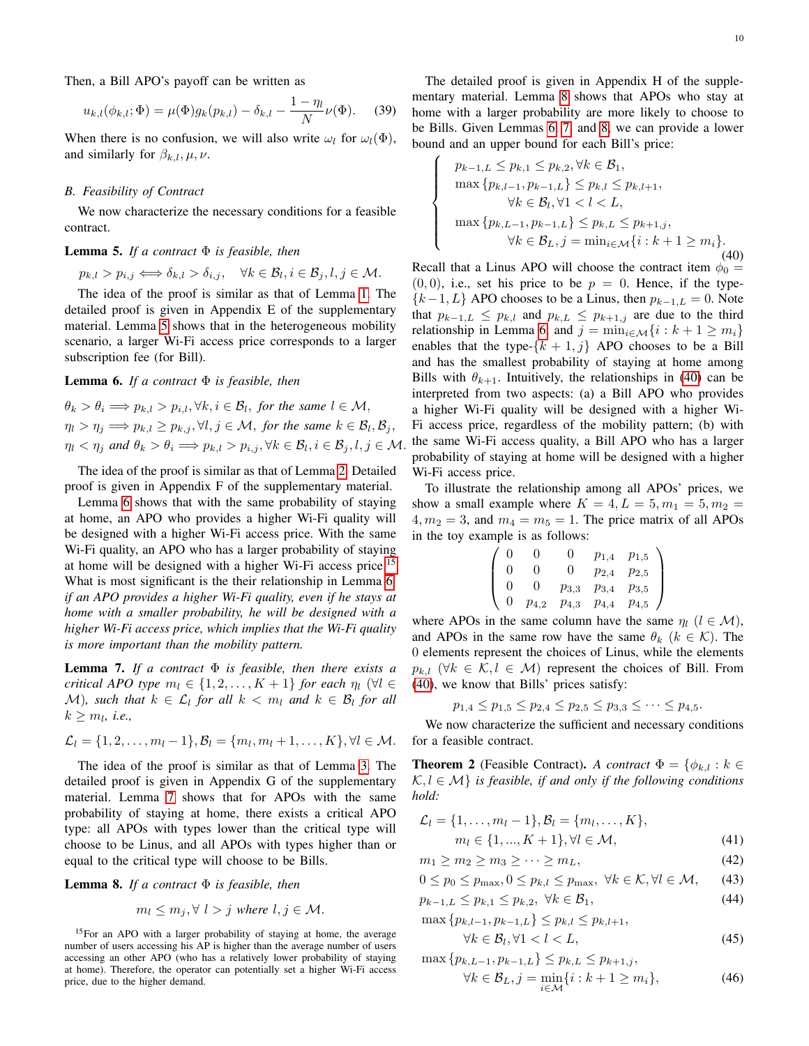Then, a Bill APO's payoff can be written as

$$u_{k,l}(\phi_{k,l};\Phi) = \mu(\Phi)g_k(p_{k,l}) - \delta_{k,l} - \frac{1-\eta_l}{N}\nu(\Phi). \quad (39)$$

When there is no confusion, we will also write $\omega_l$ for $\omega_l(\Phi)$, and similarly for $\beta_{k,l}, \mu, \nu$.

### B. Feasibility of Contract

We now characterize the necessary conditions for a feasible contract.

**Lemma 5.** *If a contract $\Phi$ is feasible, then*

$$p_{k,l} > p_{i,j} \Longleftrightarrow \delta_{k,l} > \delta_{i,j}, \quad \forall k \in \mathcal{B}_l, i \in \mathcal{B}_j, l, j \in \mathcal{M}.$$

The idea of the proof is similar to that of Lemma 1. The detailed proof is given in Appendix E of the supplementary material. Lemma 5 shows that in the heterogeneous mobility scenario, a larger Wi-Fi access price corresponds to a larger subscription fee (for Bill).

**Lemma 6.** *If a contract $\Phi$ is feasible, then*

$$\theta_k > \theta_i \Longrightarrow p_{k,l} > p_{i,l}, \forall k, i \in \mathcal{B}_l, \text{ for the same } l \in \mathcal{M},$$
$$\eta_l > \eta_j \Longrightarrow p_{k,l} \ge p_{k,j}, \forall l, j \in \mathcal{M}, \text{ for the same } k \in \mathcal{B}_l, \mathcal{B}_j,$$
$$\eta_l < \eta_j \text{ and } \theta_k > \theta_i \Longrightarrow p_{k,l} > p_{i,j}, \forall k \in \mathcal{B}_l, i \in \mathcal{B}_j, l, j \in \mathcal{M}.$$

The idea of the proof is similar as that of Lemma 2. Detailed proof is given in Appendix F of the supplementary material.

Lemma 6 shows that with the same probability of staying at home, an APO who provides a higher Wi-Fi quality will be designed with a higher Wi-Fi access price. With the same Wi-Fi quality, an APO who has a larger probability of staying at home will be designed with a higher Wi-Fi access price.[15] What is most significant is the their relationship in Lemma 6: *if an APO provides a higher Wi-Fi quality, even if he stays at home with a smaller probability, he will be designed with a higher Wi-Fi access price, which implies that the Wi-Fi quality is more important than the mobility pattern.*

**Lemma 7.** *If a contract $\Phi$ is feasible, then there exists a critical APO type $m_l \in \{1, 2, \ldots, K+1\}$ for each $\eta_l$ ($\forall l \in \mathcal{M}$), such that $k \in \mathcal{L}_l$ for all $k < m_l$ and $k \in \mathcal{B}_l$ for all $k \ge m_l$, i.e.,*

$$\mathcal{L}_l = \{1, 2, \ldots, m_l - 1\}, \mathcal{B}_l = \{m_l, m_l + 1, \ldots, K\}, \forall l \in \mathcal{M}.$$

The idea of the proof is similar to that of Lemma 3. The detailed proof is given in Appendix G of the supplementary material. Lemma 7 shows that for APOs with the same probability of staying at home, there exists a critical APO type: all APOs with types lower than the critical type will choose to be Linus, and all APOs with types higher than or equal to the critical type will choose to be Bills.

**Lemma 8.** *If a contract $\Phi$ is feasible, then*

$$m_l \le m_j, \forall\, l > j \text{ where } l, j \in \mathcal{M}.$$

[15] For an APO with a larger probability of staying at home, the average number of users accessing his AP is higher than the average number of users accessing an other APO (who has a relatively lower probability of staying at home). Therefore, the operator can potentially set a higher Wi-Fi access price, due to the higher demand.

The detailed proof is given in Appendix H of the supplementary material. Lemma 8 shows that APOs who stay at home with a larger probability are more likely to choose to be Bills. Given Lemmas 6, 7, and 8, we can provide a lower bound and an upper bound for each Bill's price:

$$\begin{cases} p_{k-1,L} \le p_{k,1} \le p_{k,2}, \forall k \in \mathcal{B}_1, \\ \max\{p_{k,l-1}, p_{k-1,L}\} \le p_{k,l} \le p_{k,l+1}, \\ \qquad \forall k \in \mathcal{B}_l, \forall 1 < l < L, \\ \max\{p_{k,L-1}, p_{k-1,L}\} \le p_{k,L} \le p_{k+1,j}, \\ \qquad \forall k \in \mathcal{B}_L, j = \min_{i \in \mathcal{M}}\{i : k+1 \ge m_i\}. \end{cases} \quad (40)$$

Recall that a Linus APO will choose the contract item $\phi_0 = (0,0)$, i.e., set his price to be $p = 0$. Hence, if the type-$\{k-1, L\}$ APO chooses to be a Linus, then $p_{k-1,L} = 0$. Note that $p_{k-1,L} \le p_{k,l}$ and $p_{k,L} \le p_{k+1,j}$ are due to the third relationship in Lemma 6, and $j = \min_{i\in\mathcal{M}}\{i : k+1 \ge m_i\}$ enables that the type-$\{k+1, j\}$ APO chooses to be a Bill and has the smallest probability of staying at home among Bills with $\theta_{k+1}$. Intuitively, the relationships in (40) can be interpreted from two aspects: (a) a Bill APO who provides a higher Wi-Fi quality will be designed with a higher Wi-Fi access price, regardless of the mobility pattern; (b) with the same Wi-Fi access quality, a Bill APO who has a larger probability of staying at home will be designed with a higher Wi-Fi access price.

To illustrate the relationship among all APOs' prices, we show a small example where $K = 4, L = 5, m_1 = 5, m_2 = 4, m_2 = 3$, and $m_4 = m_5 = 1$. The price matrix of all APOs in the toy example is as follows:

$$\begin{pmatrix} 0 & 0 & 0 & p_{1,4} & p_{1,5} \\ 0 & 0 & 0 & p_{2,4} & p_{2,5} \\ 0 & 0 & p_{3,3} & p_{3,4} & p_{3,5} \\ 0 & p_{4,2} & p_{4,3} & p_{4,4} & p_{4,5} \end{pmatrix}$$

where APOs in the same column have the same $\eta_l$ ($l \in \mathcal{M}$), and APOs in the same row have the same $\theta_k$ ($k \in \mathcal{K}$). The 0 elements represent the choices of Linus, while the elements $p_{k,l}$ ($\forall k \in \mathcal{K}, l \in \mathcal{M}$) represent the choices of Bill. From (40), we know that Bills' prices satisfy:

$$p_{1,4} \le p_{1,5} \le p_{2,4} \le p_{2,5} \le p_{3,3} \le \cdots \le p_{4,5}.$$

We now characterize the sufficient and necessary conditions for a feasible contract.

**Theorem 2** (Feasible Contract). *A contract $\Phi = \{\phi_{k,l} : k \in \mathcal{K}, l \in \mathcal{M}\}$ is feasible, if and only if the following conditions hold:*

$$\mathcal{L}_l = \{1, \ldots, m_l - 1\}, \mathcal{B}_l = \{m_l, \ldots, K\},$$
$$m_l \in \{1, ..., K+1\}, \forall l \in \mathcal{M}, \quad (41)$$

$$m_1 \ge m_2 \ge m_3 \ge \cdots \ge m_L, \quad (42)$$

$$0 \le p_0 \le p_{\max}, 0 \le p_{k,l} \le p_{\max}, \ \forall k \in \mathcal{K}, \forall l \in \mathcal{M}, \quad (43)$$

$$p_{k-1,L} \le p_{k,1} \le p_{k,2}, \ \forall k \in \mathcal{B}_1, \quad (44)$$

$$\max\{p_{k,l-1}, p_{k-1,L}\} \le p_{k,l} \le p_{k,l+1},$$
$$\forall k \in \mathcal{B}_l, \forall 1 < l < L, \quad (45)$$

$$\max\{p_{k,L-1}, p_{k-1,L}\} \le p_{k,L} \le p_{k+1,j},$$
$$\forall k \in \mathcal{B}_L, j = \min_{i \in \mathcal{M}}\{i : k+1 \ge m_i\}, \quad (46)$$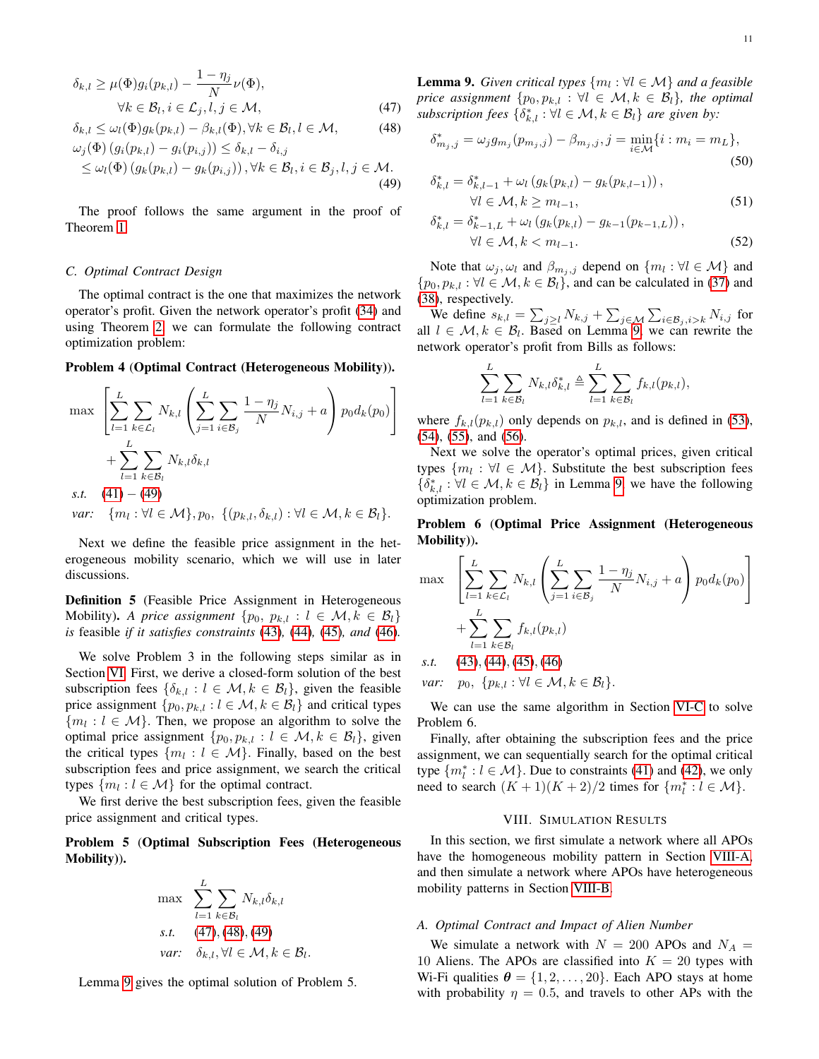$$\delta_{k,l} \geq \mu(\Phi) g_i(p_{k,l}) - \frac{1-\eta_j}{N}\nu(\Phi),$$
$$\forall k \in \mathcal{B}_l, i \in \mathcal{L}_j, l, j \in \mathcal{M}, \tag{47}$$

$$\delta_{k,l} \leq \omega_l(\Phi) g_k(p_{k,l}) - \beta_{k,l}(\Phi), \forall k \in \mathcal{B}_l, l \in \mathcal{M}, \tag{48}$$

$$\omega_j(\Phi)\left(g_i(p_{k,l}) - g_i(p_{i,j})\right) \leq \delta_{k,l} - \delta_{i,j}$$
$$\leq \omega_l(\Phi)\left(g_k(p_{k,l}) - g_k(p_{i,j})\right), \forall k \in \mathcal{B}_l, i \in \mathcal{B}_j, l, j \in \mathcal{M}. \tag{49}$$

The proof follows the same argument in the proof of Theorem 1.

### C. Optimal Contract Design

The optimal contract is the one that maximizes the network operator's profit. Given the network operator's profit (34) and using Theorem 2, we can formulate the following contract optimization problem:

**Problem 4 (Optimal Contract (Heterogeneous Mobility)).**

$$\max \left[\sum_{l=1}^{L}\sum_{k\in\mathcal{L}_l} N_{k,l}\left(\sum_{j=1}^{L}\sum_{i\in\mathcal{B}_j}\frac{1-\eta_j}{N}N_{i,j} + a\right)p_0 d_k(p_0)\right]$$
$$+ \sum_{l=1}^{L}\sum_{k\in\mathcal{B}_l} N_{k,l}\delta_{k,l}$$

*s.t.* (41) – (49)

*var:* $\{m_l : \forall l \in \mathcal{M}\}, p_0, \{(p_{k,l}, \delta_{k,l}) : \forall l \in \mathcal{M}, k \in \mathcal{B}_l\}$.

Next we define the feasible price assignment in the heterogeneous mobility scenario, which we will use in later discussions.

**Definition 5** (Feasible Price Assignment in Heterogeneous Mobility). *A price assignment $\{p_0, p_{k,l} : l \in \mathcal{M}, k \in \mathcal{B}_l\}$ is* feasible *if it satisfies constraints (43), (44), (45), and (46).*

We solve Problem 3 in the following steps similar as in Section VI. First, we derive a closed-form solution of the best subscription fees $\{\delta_{k,l} : l \in \mathcal{M}, k \in \mathcal{B}_l\}$, given the feasible price assignment $\{p_0, p_{k,l} : l \in \mathcal{M}, k \in \mathcal{B}_l\}$ and critical types $\{m_l : l \in \mathcal{M}\}$. Then, we propose an algorithm to solve the optimal price assignment $\{p_0, p_{k,l} : l \in \mathcal{M}, k \in \mathcal{B}_l\}$, given the critical types $\{m_l : l \in \mathcal{M}\}$. Finally, based on the best subscription fees and price assignment, we search the critical types $\{m_l : l \in \mathcal{M}\}$ for the optimal contract.

We first derive the best subscription fees, given the feasible price assignment and critical types.

**Problem 5 (Optimal Subscription Fees (Heterogeneous Mobility)).**

$$\max \sum_{l=1}^{L}\sum_{k\in\mathcal{B}_l} N_{k,l}\delta_{k,l}$$

*s.t.* (47), (48), (49)

*var:* $\delta_{k,l}, \forall l \in \mathcal{M}, k \in \mathcal{B}_l$.

Lemma 9 gives the optimal solution of Problem 5.

**Lemma 9.** *Given critical types $\{m_l : \forall l \in \mathcal{M}\}$ and a feasible price assignment $\{p_0, p_{k,l} : \forall l \in \mathcal{M}, k \in \mathcal{B}_l\}$, the optimal subscription fees $\{\delta^*_{k,l} : \forall l \in \mathcal{M}, k \in \mathcal{B}_l\}$ are given by:*

$$\delta^*_{m_j,j} = \omega_j g_{m_j}(p_{m_j,j}) - \beta_{m_j,j}, j = \min_{i\in\mathcal{M}}\{i : m_i = m_L\}, \tag{50}$$

$$\delta^*_{k,l} = \delta^*_{k,l-1} + \omega_l\left(g_k(p_{k,l}) - g_k(p_{k,l-1})\right),$$
$$\forall l \in \mathcal{M}, k \geq m_{l-1}, \tag{51}$$

$$\delta^*_{k,l} = \delta^*_{k-1,L} + \omega_l\left(g_k(p_{k,l}) - g_{k-1}(p_{k-1,L})\right),$$
$$\forall l \in \mathcal{M}, k < m_{l-1}. \tag{52}$$

Note that $\omega_j, \omega_l$ and $\beta_{m_j,j}$ depend on $\{m_l : \forall l \in \mathcal{M}\}$ and $\{p_0, p_{k,l} : \forall l \in \mathcal{M}, k \in \mathcal{B}_l\}$, and can be calculated in (37) and (38), respectively.

We define $s_{k,l} = \sum_{j\geq l} N_{k,j} + \sum_{j\in\mathcal{M}}\sum_{i\in\mathcal{B}_j, i>k} N_{i,j}$ for all $l \in \mathcal{M}, k \in \mathcal{B}_l$. Based on Lemma 9, we can rewrite the network operator's profit from Bills as follows:

$$\sum_{l=1}^{L}\sum_{k\in\mathcal{B}_l} N_{k,l}\delta^*_{k,l} \triangleq \sum_{l=1}^{L}\sum_{k\in\mathcal{B}_l} f_{k,l}(p_{k,l}),$$

where $f_{k,l}(p_{k,l})$ only depends on $p_{k,l}$, and is defined in (53), (54), (55), and (56).

Next we solve the operator's optimal prices, given critical types $\{m_l : \forall l \in \mathcal{M}\}$. Substitute the best subscription fees $\{\delta^*_{k,l} : \forall l \in \mathcal{M}, k \in \mathcal{B}_l\}$ in Lemma 9, we have the following optimization problem.

**Problem 6 (Optimal Price Assignment (Heterogeneous Mobility)).**

$$\max \left[\sum_{l=1}^{L}\sum_{k\in\mathcal{L}_l} N_{k,l}\left(\sum_{j=1}^{L}\sum_{i\in\mathcal{B}_j}\frac{1-\eta_j}{N}N_{i,j} + a\right)p_0 d_k(p_0)\right]$$
$$+ \sum_{l=1}^{L}\sum_{k\in\mathcal{B}_l} f_{k,l}(p_{k,l})$$

*s.t.* (43), (44), (45), (46)

*var:* $p_0, \{p_{k,l} : \forall l \in \mathcal{M}, k \in \mathcal{B}_l\}$.

We can use the same algorithm in Section VI-C to solve Problem 6.

Finally, after obtaining the subscription fees and the price assignment, we can sequentially search for the optimal critical type $\{m^*_l : l \in \mathcal{M}\}$. Due to constraints (41) and (42), we only need to search $(K+1)(K+2)/2$ times for $\{m^*_l : l \in \mathcal{M}\}$.

## VIII. Simulation Results

In this section, we first simulate a network where all APOs have the homogeneous mobility pattern in Section VIII-A, and then simulate a network where APOs have heterogeneous mobility patterns in Section VIII-B.

### A. Optimal Contract and Impact of Alien Number

We simulate a network with $N = 200$ APOs and $N_A = 10$ Aliens. The APOs are classified into $K = 20$ types with Wi-Fi qualities $\boldsymbol{\theta} = \{1, 2, \ldots, 20\}$. Each APO stays at home with probability $\eta = 0.5$, and travels to other APs with the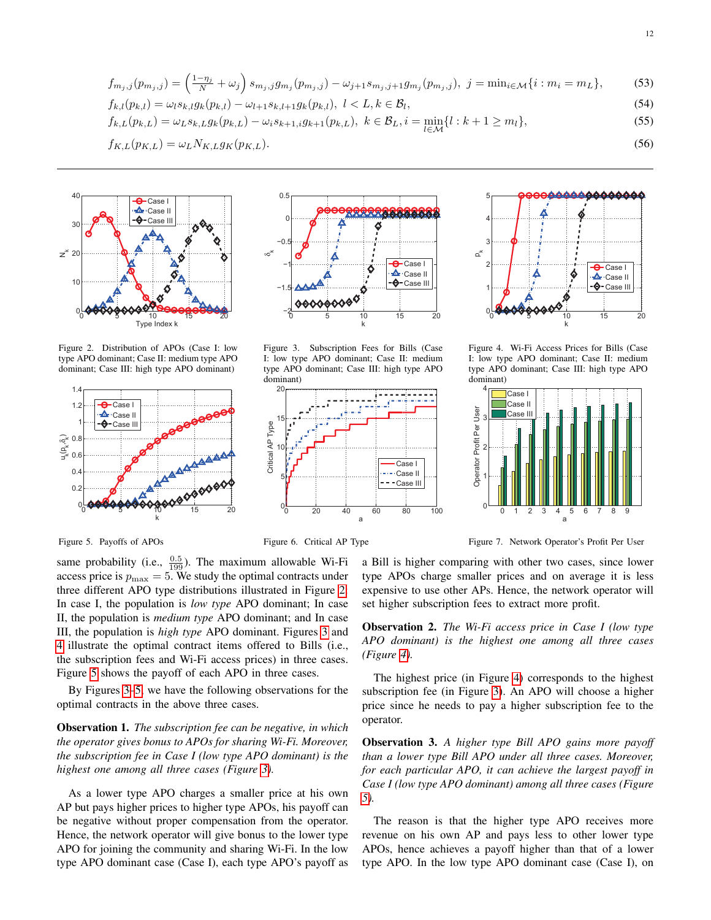$$f_{m_j,j}(p_{m_j,j}) = \left(\frac{1-\eta_j}{N} + \omega_j\right) s_{m_j,j} g_{m_j}(p_{m_j,j}) - \omega_{j+1} s_{m_j,j+1} g_{m_j}(p_{m_j,j}),\ j = \min_{i \in \mathcal{M}}\{i : m_i = m_L\}, \tag{53}$$

$$f_{k,l}(p_{k,l}) = \omega_l s_{k,l} g_k(p_{k,l}) - \omega_{l+1} s_{k,l+1} g_k(p_{k,l}),\ l < L, k \in \mathcal{B}_l, \tag{54}$$

$$f_{k,L}(p_{k,L}) = \omega_L s_{k,L} g_k(p_{k,L}) - \omega_i s_{k+1,i} g_{k+1}(p_{k,L}),\ k \in \mathcal{B}_L, i = \min_{l \in \mathcal{M}}\{l : k+1 \geq m_l\}, \tag{55}$$

$$f_{K,L}(p_{K,L}) = \omega_L N_{K,L} g_K(p_{K,L}). \tag{56}$$

Figure 2. Distribution of APOs (Case I: low type APO dominant; Case II: medium type APO dominant; Case III: high type APO dominant)

Figure 3. Subscription Fees for Bills (Case I: low type APO dominant; Case II: medium type APO dominant; Case III: high type APO dominant)

Figure 4. Wi-Fi Access Prices for Bills (Case I: low type APO dominant; Case II: medium type APO dominant; Case III: high type APO dominant)

Figure 5. Payoffs of APOs

Figure 6. Critical AP Type

Figure 7. Network Operator's Profit Per User

same probability (i.e., $\frac{0.5}{199}$). The maximum allowable Wi-Fi access price is $p_{\max} = 5$. We study the optimal contracts under three different APO type distributions illustrated in Figure 2. In case I, the population is *low type* APO dominant; In case II, the population is *medium type* APO dominant; and In case III, the population is *high type* APO dominant. Figures 3 and 4 illustrate the optimal contract items offered to Bills (i.e., the subscription fees and Wi-Fi access prices) in three cases. Figure 5 shows the payoff of each APO in three cases.

By Figures 3-5, we have the following observations for the optimal contracts in the above three cases.

**Observation 1.** *The subscription fee can be negative, in which the operator gives bonus to APOs for sharing Wi-Fi. Moreover, the subscription fee in Case I (low type APO dominant) is the highest one among all three cases (Figure 3).*

As a lower type APO charges a smaller price at his own AP but pays higher prices to higher type APOs, his payoff can be negative without proper compensation from the operator. Hence, the network operator will give bonus to the lower type APO for joining the community and sharing Wi-Fi. In the low type APO dominant case (Case I), each type APO's payoff as a Bill is higher comparing with other two cases, since lower type APOs charge smaller prices and on average it is less expensive to use other APs. Hence, the network operator will set higher subscription fees to extract more profit.

**Observation 2.** *The Wi-Fi access price in Case I (low type APO dominant) is the highest one among all three cases (Figure 4).*

The highest price (in Figure 4) corresponds to the highest subscription fee (in Figure 3). An APO will choose a higher price since he needs to pay a higher subscription fee to the operator.

**Observation 3.** *A higher type Bill APO gains more payoff than a lower type Bill APO under all three cases. Moreover, for each particular APO, it can achieve the largest payoff in Case I (low type APO dominant) among all three cases (Figure 5).*

The reason is that the higher type APO receives more revenue on his own AP and pays less to other lower type APOs, hence achieves a payoff higher than that of a lower type APO. In the low type APO dominant case (Case I), on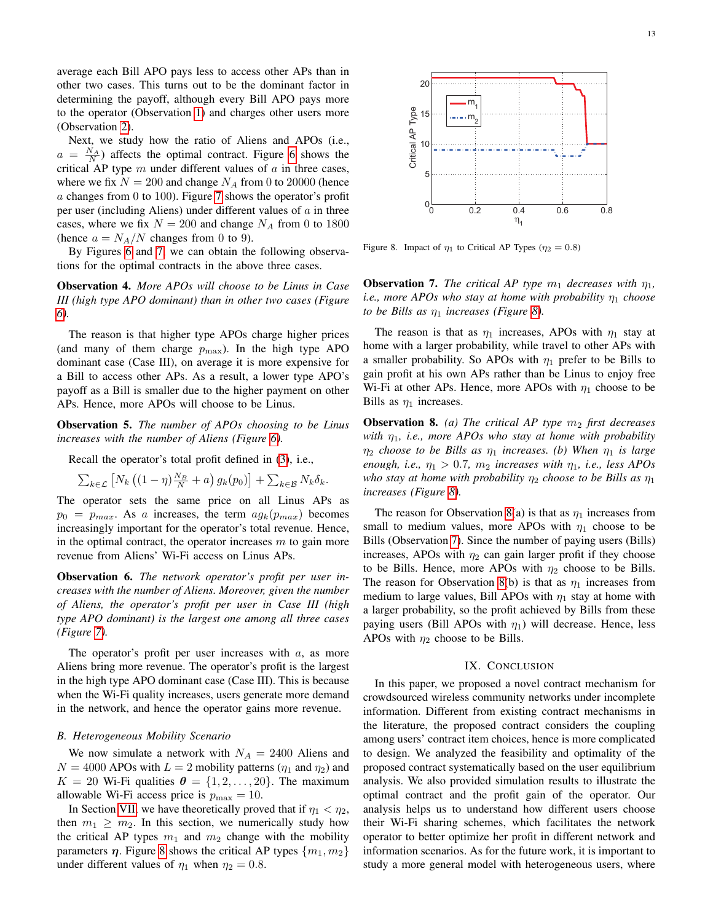average each Bill APO pays less to access other APs than in other two cases. This turns out to be the dominant factor in determining the payoff, although every Bill APO pays more to the operator (Observation 1) and charges other users more (Observation 2).

Next, we study how the ratio of Aliens and APOs (i.e., $a = \frac{N_A}{N}$) affects the optimal contract. Figure 6 shows the critical AP type $m$ under different values of $a$ in three cases, where we fix $N = 200$ and change $N_A$ from 0 to 20000 (hence $a$ changes from 0 to 100). Figure 7 shows the operator's profit per user (including Aliens) under different values of $a$ in three cases, where we fix $N = 200$ and change $N_A$ from 0 to 1800 (hence $a = N_A/N$ changes from 0 to 9).

By Figures 6 and 7, we can obtain the following observations for the optimal contracts in the above three cases.

**Observation 4.** *More APOs will choose to be Linus in Case III (high type APO dominant) than in other two cases (Figure 6).*

The reason is that higher type APOs charge higher prices (and many of them charge $p_{\max}$). In the high type APO dominant case (Case III), on average it is more expensive for a Bill to access other APs. As a result, a lower type APO's payoff as a Bill is smaller due to the higher payment on other APs. Hence, more APOs will choose to be Linus.

**Observation 5.** *The number of APOs choosing to be Linus increases with the number of Aliens (Figure 6).*

Recall the operator's total profit defined in (3), i.e.,

$$\sum_{k\in\mathcal{L}} \left[N_k \left((1-\eta)\frac{N_B}{N} + a\right) g_k(p_0)\right] + \sum_{k\in\mathcal{B}} N_k \delta_k.$$

The operator sets the same price on all Linus APs as $p_0 = p_{max}$. As $a$ increases, the term $a g_k(p_{max})$ becomes increasingly important for the operator's total revenue. Hence, in the optimal contract, the operator increases $m$ to gain more revenue from Aliens' Wi-Fi access on Linus APs.

**Observation 6.** *The network operator's profit per user increases with the number of Aliens. Moreover, given the number of Aliens, the operator's profit per user in Case III (high type APO dominant) is the largest one among all three cases (Figure 7).*

The operator's profit per user increases with $a$, as more Aliens bring more revenue. The operator's profit is the largest in the high type APO dominant case (Case III). This is because when the Wi-Fi quality increases, users generate more demand in the network, and hence the operator gains more revenue.

### B. Heterogeneous Mobility Scenario

We now simulate a network with $N_A = 2400$ Aliens and $N = 4000$ APOs with $L = 2$ mobility patterns ($\eta_1$ and $\eta_2$) and $K = 20$ Wi-Fi qualities $\boldsymbol{\theta} = \{1, 2, \ldots, 20\}$. The maximum allowable Wi-Fi access price is $p_{\max} = 10$.

In Section VII, we have theoretically proved that if $\eta_1 < \eta_2$, then $m_1 \geq m_2$. In this section, we numerically study how the critical AP types $m_1$ and $m_2$ change with the mobility parameters $\boldsymbol{\eta}$. Figure 8 shows the critical AP types $\{m_1, m_2\}$ under different values of $\eta_1$ when $\eta_2 = 0.8$.

Figure 8. Impact of $\eta_1$ to Critical AP Types ($\eta_2 = 0.8$)

**Observation 7.** *The critical AP type $m_1$ decreases with $\eta_1$, i.e., more APOs who stay at home with probability $\eta_1$ choose to be Bills as $\eta_1$ increases (Figure 8).*

The reason is that as $\eta_1$ increases, APOs with $\eta_1$ stay at home with a larger probability, while travel to other APs with a smaller probability. So APOs with $\eta_1$ prefer to be Bills to gain profit at his own APs rather than be Linus to enjoy free Wi-Fi at other APs. Hence, more APOs with $\eta_1$ choose to be Bills as $\eta_1$ increases.

**Observation 8.** *(a) The critical AP type $m_2$ first decreases with $\eta_1$, i.e., more APOs who stay at home with probability $\eta_2$ choose to be Bills as $\eta_1$ increases. (b) When $\eta_1$ is large enough, i.e., $\eta_1 > 0.7$, $m_2$ increases with $\eta_1$, i.e., less APOs who stay at home with probability $\eta_2$ choose to be Bills as $\eta_1$ increases (Figure 8).*

The reason for Observation 8(a) is that as $\eta_1$ increases from small to medium values, more APOs with $\eta_1$ choose to be Bills (Observation 7). Since the number of paying users (Bills) increases, APOs with $\eta_2$ can gain larger profit if they choose to be Bills. Hence, more APOs with $\eta_2$ choose to be Bills. The reason for Observation 8(b) is that as $\eta_1$ increases from medium to large values, Bill APOs with $\eta_1$ stay at home with a larger probability, so the profit achieved by Bills from these paying users (Bill APOs with $\eta_1$) will decrease. Hence, less APOs with $\eta_2$ choose to be Bills.

## IX. Conclusion

In this paper, we proposed a novel contract mechanism for crowdsourced wireless community networks under incomplete information. Different from existing contract mechanisms in the literature, the proposed contract considers the coupling among users' contract item choices, hence is more complicated to design. We analyzed the feasibility and optimality of the proposed contract systematically based on the user equilibrium analysis. We also provided simulation results to illustrate the optimal contract and the profit gain of the operator. Our analysis helps us to understand how different users choose their Wi-Fi sharing schemes, which facilitates the network operator to better optimize her profit in different network and information scenarios. As for the future work, it is important to study a more general model with heterogeneous users, where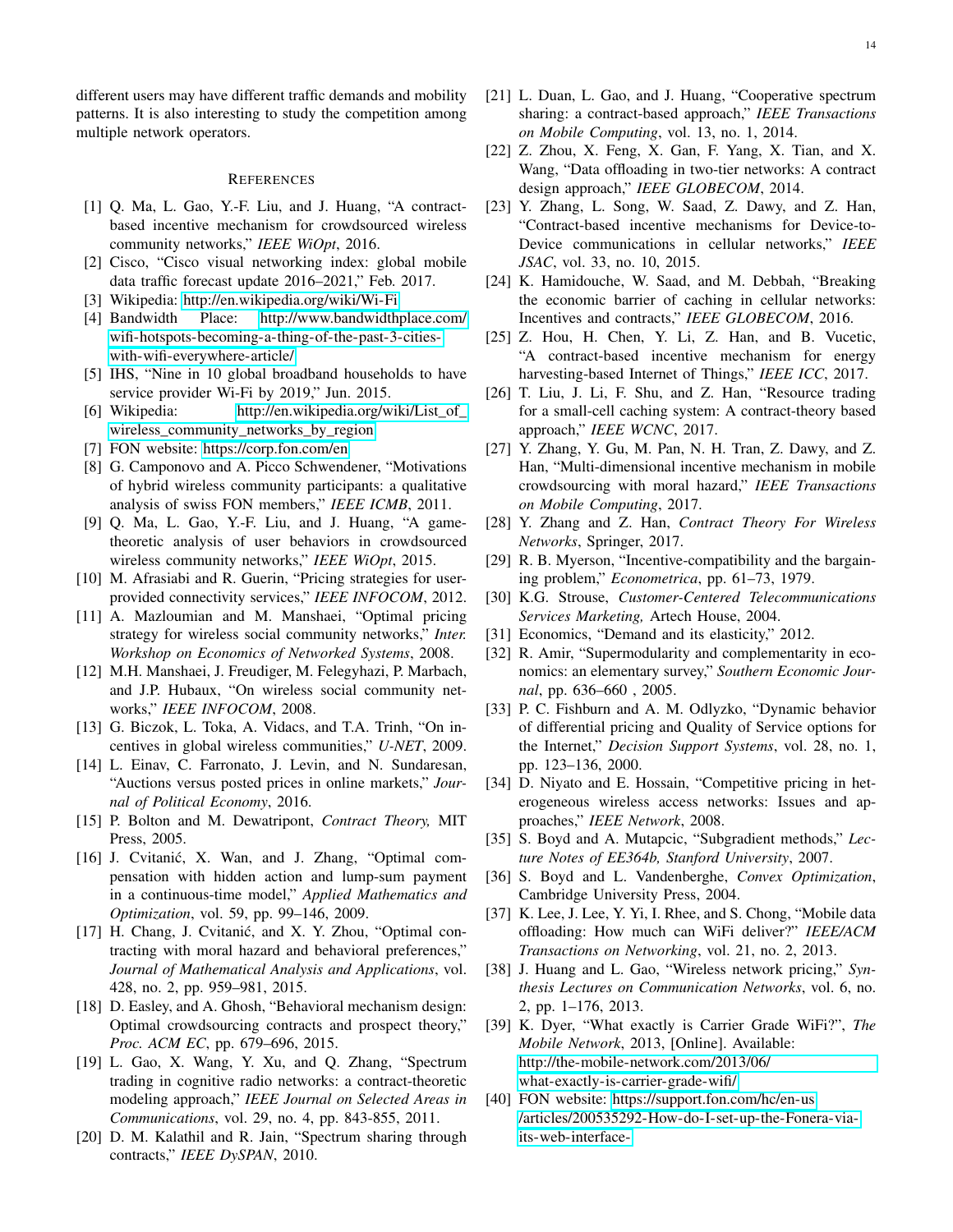different users may have different traffic demands and mobility patterns. It is also interesting to study the competition among multiple network operators.

## References

[1] Q. Ma, L. Gao, Y.-F. Liu, and J. Huang, "A contract-based incentive mechanism for crowdsourced wireless community networks," *IEEE WiOpt*, 2016.

[2] Cisco, "Cisco visual networking index: global mobile data traffic forecast update 2016–2021," Feb. 2017.

[3] Wikipedia: http://en.wikipedia.org/wiki/Wi-Fi

[4] Bandwidth Place: http://www.bandwidthplace.com/wifi-hotspots-becoming-a-thing-of-the-past-3-cities-with-wifi-everywhere-article/

[5] IHS, "Nine in 10 global broadband households to have service provider Wi-Fi by 2019," Jun. 2015.

[6] Wikipedia: http://en.wikipedia.org/wiki/List_of_wireless_community_networks_by_region

[7] FON website: https://corp.fon.com/en

[8] G. Camponovo and A. Picco Schwendener, "Motivations of hybrid wireless community participants: a qualitative analysis of swiss FON members," *IEEE ICMB*, 2011.

[9] Q. Ma, L. Gao, Y.-F. Liu, and J. Huang, "A game-theoretic analysis of user behaviors in crowdsourced wireless community networks," *IEEE WiOpt*, 2015.

[10] M. Afrasiabi and R. Guerin, "Pricing strategies for user-provided connectivity services," *IEEE INFOCOM*, 2012.

[11] A. Mazloumian and M. Manshaei, "Optimal pricing strategy for wireless social community networks," *Inter. Workshop on Economics of Networked Systems*, 2008.

[12] M.H. Manshaei, J. Freudiger, M. Felegyhazi, P. Marbach, and J.P. Hubaux, "On wireless social community networks," *IEEE INFOCOM*, 2008.

[13] G. Biczok, L. Toka, A. Vidacs, and T.A. Trinh, "On incentives in global wireless communities," *U-NET*, 2009.

[14] L. Einav, C. Farronato, J. Levin, and N. Sundaresan, "Auctions versus posted prices in online markets," *Journal of Political Economy*, 2016.

[15] P. Bolton and M. Dewatripont, *Contract Theory,* MIT Press, 2005.

[16] J. Cvitanić, X. Wan, and J. Zhang, "Optimal compensation with hidden action and lump-sum payment in a continuous-time model," *Applied Mathematics and Optimization*, vol. 59, pp. 99–146, 2009.

[17] H. Chang, J. Cvitanić, and X. Y. Zhou, "Optimal contracting with moral hazard and behavioral preferences," *Journal of Mathematical Analysis and Applications*, vol. 428, no. 2, pp. 959–981, 2015.

[18] D. Easley, and A. Ghosh, "Behavioral mechanism design: Optimal crowdsourcing contracts and prospect theory," *Proc. ACM EC*, pp. 679–696, 2015.

[19] L. Gao, X. Wang, Y. Xu, and Q. Zhang, "Spectrum trading in cognitive radio networks: a contract-theoretic modeling approach," *IEEE Journal on Selected Areas in Communications*, vol. 29, no. 4, pp. 843-855, 2011.

[20] D. M. Kalathil and R. Jain, "Spectrum sharing through contracts," *IEEE DySPAN*, 2010.

[21] L. Duan, L. Gao, and J. Huang, "Cooperative spectrum sharing: a contract-based approach," *IEEE Transactions on Mobile Computing*, vol. 13, no. 1, 2014.

[22] Z. Zhou, X. Feng, X. Gan, F. Yang, X. Tian, and X. Wang, "Data offloading in two-tier networks: A contract design approach," *IEEE GLOBECOM*, 2014.

[23] Y. Zhang, L. Song, W. Saad, Z. Dawy, and Z. Han, "Contract-based incentive mechanisms for Device-to-Device communications in cellular networks," *IEEE JSAC*, vol. 33, no. 10, 2015.

[24] K. Hamidouche, W. Saad, and M. Debbah, "Breaking the economic barrier of caching in cellular networks: Incentives and contracts," *IEEE GLOBECOM*, 2016.

[25] Z. Hou, H. Chen, Y. Li, Z. Han, and B. Vucetic, "A contract-based incentive mechanism for energy harvesting-based Internet of Things," *IEEE ICC*, 2017.

[26] T. Liu, J. Li, F. Shu, and Z. Han, "Resource trading for a small-cell caching system: A contract-theory based approach," *IEEE WCNC*, 2017.

[27] Y. Zhang, Y. Gu, M. Pan, N. H. Tran, Z. Dawy, and Z. Han, "Multi-dimensional incentive mechanism in mobile crowdsourcing with moral hazard," *IEEE Transactions on Mobile Computing*, 2017.

[28] Y. Zhang and Z. Han, *Contract Theory For Wireless Networks*, Springer, 2017.

[29] R. B. Myerson, "Incentive-compatibility and the bargaining problem," *Econometrica*, pp. 61–73, 1979.

[30] K.G. Strouse, *Customer-Centered Telecommunications Services Marketing,* Artech House, 2004.

[31] Economics, "Demand and its elasticity," 2012.

[32] R. Amir, "Supermodularity and complementarity in economics: an elementary survey," *Southern Economic Journal*, pp. 636–660 , 2005.

[33] P. C. Fishburn and A. M. Odlyzko, "Dynamic behavior of differential pricing and Quality of Service options for the Internet," *Decision Support Systems*, vol. 28, no. 1, pp. 123–136, 2000.

[34] D. Niyato and E. Hossain, "Competitive pricing in heterogeneous wireless access networks: Issues and approaches," *IEEE Network*, 2008.

[35] S. Boyd and A. Mutapcic, "Subgradient methods," *Lecture Notes of EE364b, Stanford University*, 2007.

[36] S. Boyd and L. Vandenberghe, *Convex Optimization*, Cambridge University Press, 2004.

[37] K. Lee, J. Lee, Y. Yi, I. Rhee, and S. Chong, "Mobile data offloading: How much can WiFi deliver?" *IEEE/ACM Transactions on Networking*, vol. 21, no. 2, 2013.

[38] J. Huang and L. Gao, "Wireless network pricing," *Synthesis Lectures on Communication Networks*, vol. 6, no. 2, pp. 1–176, 2013.

[39] K. Dyer, "What exactly is Carrier Grade WiFi?", *The Mobile Network*, 2013, [Online]. Available: http://the-mobile-network.com/2013/06/what-exactly-is-carrier-grade-wifi/

[40] FON website: https://support.fon.com/hc/en-us/articles/200535292-How-do-I-set-up-the-Fonera-via-its-web-interface-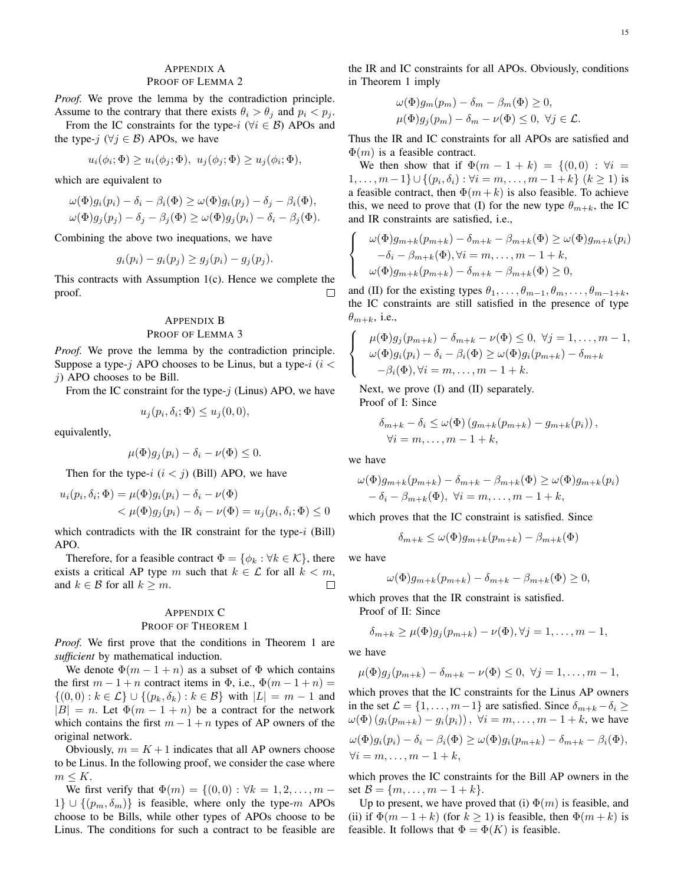## Appendix A
## Proof of Lemma 2

*Proof.* We prove the lemma by the contradiction principle. Assume to the contrary that there exists $\theta_i > \theta_j$ and $p_i < p_j$.

From the IC constraints for the type-$i$ ($\forall i \in \mathcal{B}$) APOs and the type-$j$ ($\forall j \in \mathcal{B}$) APOs, we have

$$u_i(\phi_i;\Phi) \geq u_i(\phi_j;\Phi),\ u_j(\phi_j;\Phi) \geq u_j(\phi_i;\Phi),$$

which are equivalent to

$$\omega(\Phi)g_i(p_i) - \delta_i - \beta_i(\Phi) \geq \omega(\Phi)g_i(p_j) - \delta_j - \beta_i(\Phi),$$
$$\omega(\Phi)g_j(p_j) - \delta_j - \beta_j(\Phi) \geq \omega(\Phi)g_j(p_i) - \delta_i - \beta_j(\Phi).$$

Combining the above two inequations, we have

$$g_i(p_i) - g_i(p_j) \geq g_j(p_i) - g_j(p_j).$$

This contracts with Assumption 1(c). Hence we complete the proof. $\square$

## Appendix B
## Proof of Lemma 3

*Proof.* We prove the lemma by the contradiction principle. Suppose a type-$j$ APO chooses to be Linus, but a type-$i$ ($i < j$) APO chooses to be Bill.

From the IC constraint for the type-$j$ (Linus) APO, we have

$$u_j(p_i,\delta_i;\Phi) \leq u_j(0,0),$$

equivalently,

$$\mu(\Phi)g_j(p_i) - \delta_i - \nu(\Phi) \leq 0.$$

Then for the type-$i$ ($i < j$) (Bill) APO, we have

$$u_i(p_i,\delta_i;\Phi) = \mu(\Phi)g_i(p_i) - \delta_i - \nu(\Phi)$$
$$< \mu(\Phi)g_j(p_i) - \delta_i - \nu(\Phi) = u_j(p_i,\delta_i;\Phi) \leq 0$$

which contradicts with the IR constraint for the type-$i$ (Bill) APO.

Therefore, for a feasible contract $\Phi = \{\phi_k : \forall k \in \mathcal{K}\}$, there exists a critical AP type $m$ such that $k \in \mathcal{L}$ for all $k < m$, and $k \in \mathcal{B}$ for all $k \geq m$. $\square$

## Appendix C
## Proof of Theorem 1

*Proof.* We first prove that the conditions in Theorem 1 are ***sufficient*** by mathematical induction.

We denote $\Phi(m-1+n)$ as a subset of $\Phi$ which contains the first $m-1+n$ contract items in $\Phi$, i.e., $\Phi(m-1+n) = \{(0,0) : k \in \mathcal{L}\} \cup \{(p_k,\delta_k) : k \in \mathcal{B}\}$ with $|L| = m-1$ and $|B| = n$. Let $\Phi(m-1+n)$ be a contract for the network which contains the first $m-1+n$ types of AP owners of the original network.

Obviously, $m = K+1$ indicates that all AP owners choose to be Linus. In the following proof, we consider the case where $m \leq K$.

We first verify that $\Phi(m) = \{(0,0) : \forall k = 1,2,\ldots,m-1\} \cup \{(p_m,\delta_m)\}$ is feasible, where only the type-$m$ APOs choose to be Bills, while other types of APOs choose to be Linus. The conditions for such a contract to be feasible are the IR and IC constraints for all APOs. Obviously, conditions in Theorem 1 imply

$$\omega(\Phi)g_m(p_m) - \delta_m - \beta_m(\Phi) \geq 0,$$
$$\mu(\Phi)g_j(p_m) - \delta_m - \nu(\Phi) \leq 0,\ \forall j \in \mathcal{L}.$$

Thus the IR and IC constraints for all APOs are satisfied and $\Phi(m)$ is a feasible contract.

We then show that if $\Phi(m-1+k) = \{(0,0) : \forall i = 1,\ldots,m-1\} \cup \{(p_i,\delta_i) : \forall i = m,\ldots,m-1+k\}$ ($k \geq 1$) is a feasible contract, then $\Phi(m+k)$ is also feasible. To achieve this, we need to prove that (I) for the new type $\theta_{m+k}$, the IC and IR constraints are satisfied, i.e.,

$$\begin{cases} \omega(\Phi)g_{m+k}(p_{m+k}) - \delta_{m+k} - \beta_{m+k}(\Phi) \geq \omega(\Phi)g_{m+k}(p_i) \\ \quad -\delta_i - \beta_{m+k}(\Phi), \forall i = m,\ldots,m-1+k, \\ \omega(\Phi)g_{m+k}(p_{m+k}) - \delta_{m+k} - \beta_{m+k}(\Phi) \geq 0, \end{cases}$$

and (II) for the existing types $\theta_1,\ldots,\theta_{m-1},\theta_m,\ldots,\theta_{m-1+k}$, the IC constraints are still satisfied in the presence of type $\theta_{m+k}$, i.e.,

$$\begin{cases} \mu(\Phi)g_j(p_{m+k}) - \delta_{m+k} - \nu(\Phi) \leq 0,\ \forall j = 1,\ldots,m-1, \\ \omega(\Phi)g_i(p_i) - \delta_i - \beta_i(\Phi) \geq \omega(\Phi)g_i(p_{m+k}) - \delta_{m+k} \\ \quad -\beta_i(\Phi), \forall i = m,\ldots,m-1+k. \end{cases}$$

Next, we prove (I) and (II) separately.

Proof of I: Since

$$\delta_{m+k} - \delta_i \leq \omega(\Phi)\left(g_{m+k}(p_{m+k}) - g_{m+k}(p_i)\right),$$
$$\forall i = m,\ldots,m-1+k,$$

we have

$$\omega(\Phi)g_{m+k}(p_{m+k}) - \delta_{m+k} - \beta_{m+k}(\Phi) \geq \omega(\Phi)g_{m+k}(p_i)$$
$$- \delta_i - \beta_{m+k}(\Phi),\ \forall i = m,\ldots,m-1+k,$$

which proves that the IC constraint is satisfied. Since

$$\delta_{m+k} \leq \omega(\Phi)g_{m+k}(p_{m+k}) - \beta_{m+k}(\Phi)$$

we have

$$\omega(\Phi)g_{m+k}(p_{m+k}) - \delta_{m+k} - \beta_{m+k}(\Phi) \geq 0,$$

which proves that the IR constraint is satisfied.

Proof of II: Since

$$\delta_{m+k} \geq \mu(\Phi)g_j(p_{m+k}) - \nu(\Phi), \forall j = 1,\ldots,m-1,$$

we have

$$\mu(\Phi)g_j(p_{m+k}) - \delta_{m+k} - \nu(\Phi) \leq 0,\ \forall j = 1,\ldots,m-1,$$

which proves that the IC constraints for the Linus AP owners in the set $\mathcal{L} = \{1,\ldots,m-1\}$ are satisfied. Since $\delta_{m+k} - \delta_i \geq \omega(\Phi)\left(g_i(p_{m+k}) - g_i(p_i)\right),\ \forall i = m,\ldots,m-1+k$, we have

$$\omega(\Phi)g_i(p_i) - \delta_i - \beta_i(\Phi) \geq \omega(\Phi)g_i(p_{m+k}) - \delta_{m+k} - \beta_i(\Phi),$$
$$\forall i = m,\ldots,m-1+k,$$

which proves the IC constraints for the Bill AP owners in the set $\mathcal{B} = \{m,\ldots,m-1+k\}$.

Up to present, we have proved that (i) $\Phi(m)$ is feasible, and (ii) if $\Phi(m-1+k)$ (for $k \geq 1$) is feasible, then $\Phi(m+k)$ is feasible. It follows that $\Phi = \Phi(K)$ is feasible.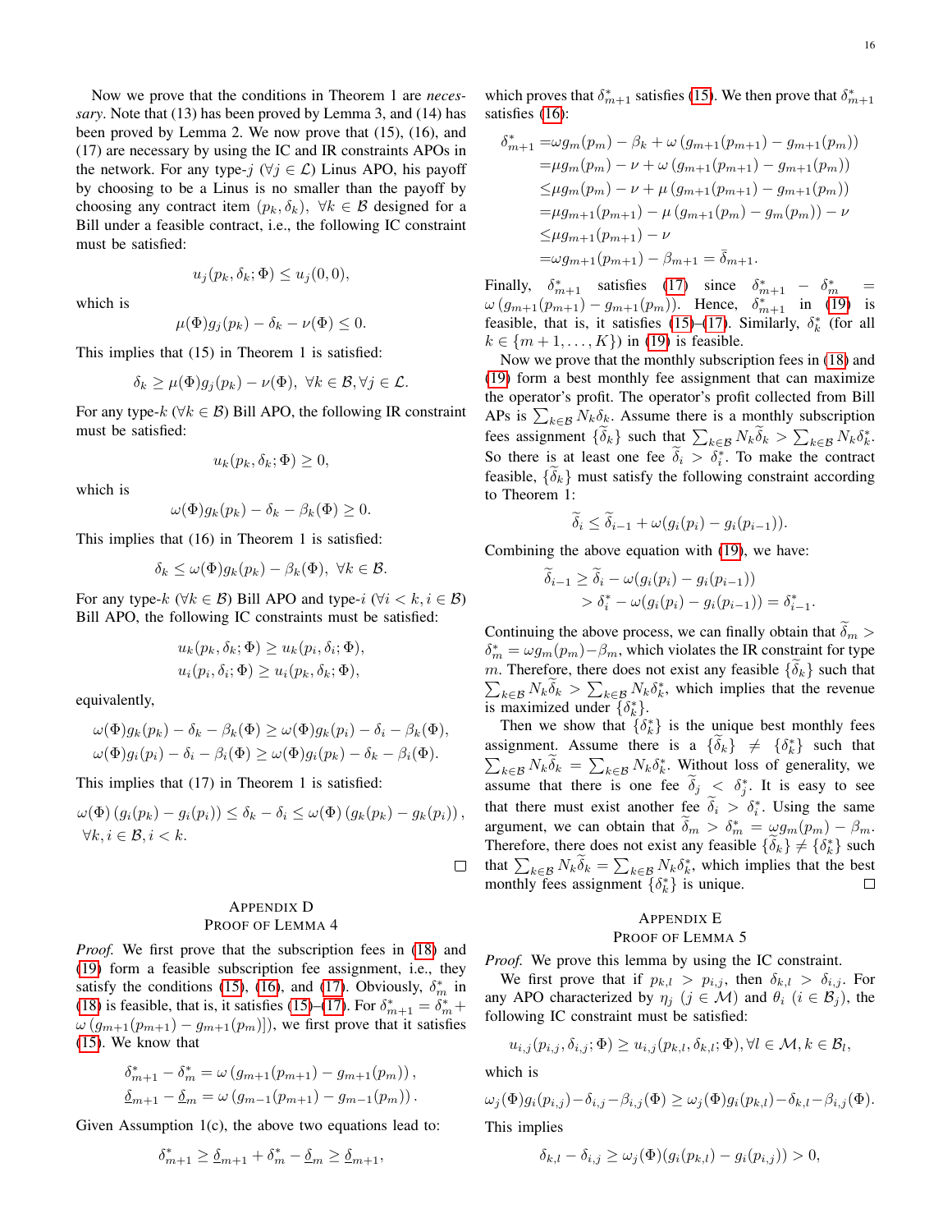Now we prove that the conditions in Theorem 1 are *necessary*. Note that (13) has been proved by Lemma 3, and (14) has been proved by Lemma 2. We now prove that (15), (16), and (17) are necessary by using the IC and IR constraints APOs in the network. For any type-$j$ ($\forall j \in \mathcal{L}$) Linus APO, his payoff by choosing to be a Linus is no smaller than the payoff by choosing any contract item $(p_k, \delta_k)$, $\forall k \in \mathcal{B}$ designed for a Bill under a feasible contract, i.e., the following IC constraint must be satisfied:

$$u_j(p_k, \delta_k; \Phi) \le u_j(0, 0),$$

which is

$$\mu(\Phi) g_j(p_k) - \delta_k - \nu(\Phi) \le 0.$$

This implies that (15) in Theorem 1 is satisfied:

$$\delta_k \ge \mu(\Phi) g_j(p_k) - \nu(\Phi), \ \forall k \in \mathcal{B}, \forall j \in \mathcal{L}.$$

For any type-$k$ ($\forall k \in \mathcal{B}$) Bill APO, the following IR constraint must be satisfied:

$$u_k(p_k, \delta_k; \Phi) \ge 0,$$

which is

$$\omega(\Phi) g_k(p_k) - \delta_k - \beta_k(\Phi) \ge 0.$$

This implies that (16) in Theorem 1 is satisfied:

$$\delta_k \le \omega(\Phi) g_k(p_k) - \beta_k(\Phi), \ \forall k \in \mathcal{B}.$$

For any type-$k$ ($\forall k \in \mathcal{B}$) Bill APO and type-$i$ ($\forall i < k, i \in \mathcal{B}$) Bill APO, the following IC constraints must be satisfied:

$$u_k(p_k, \delta_k; \Phi) \ge u_k(p_i, \delta_i; \Phi),$$
$$u_i(p_i, \delta_i; \Phi) \ge u_i(p_k, \delta_k; \Phi),$$

equivalently,

$$\omega(\Phi) g_k(p_k) - \delta_k - \beta_k(\Phi) \ge \omega(\Phi) g_k(p_i) - \delta_i - \beta_k(\Phi),$$
$$\omega(\Phi) g_i(p_i) - \delta_i - \beta_i(\Phi) \ge \omega(\Phi) g_i(p_k) - \delta_k - \beta_i(\Phi).$$

This implies that (17) in Theorem 1 is satisfied:

$$\omega(\Phi)\left(g_i(p_k) - g_i(p_i)\right) \le \delta_k - \delta_i \le \omega(\Phi)\left(g_k(p_k) - g_k(p_i)\right),$$
$$\forall k, i \in \mathcal{B}, i < k.$$

□

## Appendix D
## Proof of Lemma 4

*Proof.* We first prove that the subscription fees in (18) and (19) form a feasible subscription fee assignment, i.e., they satisfy the conditions (15), (16), and (17). Obviously, $\delta_m^*$ in (18) is feasible, that is, it satisfies (15)–(17). For $\delta_{m+1}^* = \delta_m^* + \omega\left(g_{m+1}(p_{m+1}) - g_{m+1}(p_m)\right]$), we first prove that it satisfies (15). We know that

$$\delta_{m+1}^* - \delta_m^* = \omega\left(g_{m+1}(p_{m+1}) - g_{m+1}(p_m)\right),$$
$$\underline{\delta}_{m+1} - \underline{\delta}_m = \omega\left(g_{m-1}(p_{m+1}) - g_{m-1}(p_m)\right).$$

Given Assumption 1(c), the above two equations lead to:

$$\delta_{m+1}^* \ge \underline{\delta}_{m+1} + \delta_m^* - \underline{\delta}_m \ge \underline{\delta}_{m+1},$$

which proves that $\delta_{m+1}^*$ satisfies (15). We then prove that $\delta_{m+1}^*$ satisfies (16):

$$\begin{aligned}
\delta_{m+1}^* =& \omega g_m(p_m) - \beta_k + \omega\left(g_{m+1}(p_{m+1}) - g_{m+1}(p_m)\right) \\
=& \mu g_m(p_m) - \nu + \omega\left(g_{m+1}(p_{m+1}) - g_{m+1}(p_m)\right) \\
\le& \mu g_m(p_m) - \nu + \mu\left(g_{m+1}(p_{m+1}) - g_{m+1}(p_m)\right) \\
=& \mu g_{m+1}(p_{m+1}) - \mu\left(g_{m+1}(p_m) - g_m(p_m)\right) - \nu \\
\le& \mu g_{m+1}(p_{m+1}) - \nu \\
=& \omega g_{m+1}(p_{m+1}) - \beta_{m+1} = \bar{\delta}_{m+1}.
\end{aligned}$$

Finally, $\delta_{m+1}^*$ satisfies (17) since $\delta_{m+1}^* - \delta_m^* = \omega\left(g_{m+1}(p_{m+1}) - g_{m+1}(p_m)\right)$. Hence, $\delta_{m+1}^*$ in (19) is feasible, that is, it satisfies (15)–(17). Similarly, $\delta_k^*$ (for all $k \in \{m+1, \ldots, K\}$) in (19) is feasible.

Now we prove that the monthly subscription fees in (18) and (19) form a best monthly fee assignment that can maximize the operator's profit. The operator's profit collected from Bill APs is $\sum_{k \in \mathcal{B}} N_k \delta_k$. Assume there is a monthly subscription fees assignment $\{\widetilde{\delta}_k\}$ such that $\sum_{k \in \mathcal{B}} N_k \widetilde{\delta}_k > \sum_{k \in \mathcal{B}} N_k \delta_k^*$. So there is at least one fee $\widetilde{\delta}_i > \delta_i^*$. To make the contract feasible, $\{\widetilde{\delta}_k\}$ must satisfy the following constraint according to Theorem 1:

$$\widetilde{\delta}_i \le \widetilde{\delta}_{i-1} + \omega(g_i(p_i) - g_i(p_{i-1})).$$

Combining the above equation with (19), we have:

$$\begin{aligned}
\widetilde{\delta}_{i-1} &\ge \widetilde{\delta}_i - \omega(g_i(p_i) - g_i(p_{i-1})) \\
&> \delta_i^* - \omega(g_i(p_i) - g_i(p_{i-1})) = \delta_{i-1}^*.
\end{aligned}$$

Continuing the above process, we can finally obtain that $\widetilde{\delta}_m > \delta_m^* = \omega g_m(p_m) - \beta_m$, which violates the IR constraint for type $m$. Therefore, there does not exist any feasible $\{\widetilde{\delta}_k\}$ such that $\sum_{k \in \mathcal{B}} N_k \widetilde{\delta}_k > \sum_{k \in \mathcal{B}} N_k \delta_k^*$, which implies that the revenue is maximized under $\{\delta_k^*\}$.

Then we show that $\{\delta_k^*\}$ is the unique best monthly fees assignment. Assume there is a $\{\widetilde{\delta}_k\} \ne \{\delta_k^*\}$ such that $\sum_{k \in \mathcal{B}} N_k \widetilde{\delta}_k = \sum_{k \in \mathcal{B}} N_k \delta_k^*$. Without loss of generality, we assume that there is one fee $\widetilde{\delta}_j < \delta_j^*$. It is easy to see that there must exist another fee $\widetilde{\delta}_i > \delta_i^*$. Using the same argument, we can obtain that $\widetilde{\delta}_m > \delta_m^* = \omega g_m(p_m) - \beta_m$. Therefore, there does not exist any feasible $\{\widetilde{\delta}_k\} \ne \{\delta_k^*\}$ such that $\sum_{k \in \mathcal{B}} N_k \widetilde{\delta}_k = \sum_{k \in \mathcal{B}} N_k \delta_k^*$, which implies that the best monthly fees assignment $\{\delta_k^*\}$ is unique. □

## Appendix E
## Proof of Lemma 5

*Proof.* We prove this lemma by using the IC constraint.

We first prove that if $p_{k,l} > p_{i,j}$, then $\delta_{k,l} > \delta_{i,j}$. For any APO characterized by $\eta_j$ ($j \in \mathcal{M}$) and $\theta_i$ ($i \in \mathcal{B}_j$), the following IC constraint must be satisfied:

$$u_{i,j}(p_{i,j}, \delta_{i,j}; \Phi) \ge u_{i,j}(p_{k,l}, \delta_{k,l}; \Phi), \forall l \in \mathcal{M}, k \in \mathcal{B}_l,$$

which is

$$\omega_j(\Phi) g_i(p_{i,j}) - \delta_{i,j} - \beta_{i,j}(\Phi) \ge \omega_j(\Phi) g_i(p_{k,l}) - \delta_{k,l} - \beta_{i,j}(\Phi).$$

This implies

$$\delta_{k,l} - \delta_{i,j} \ge \omega_j(\Phi)(g_i(p_{k,l}) - g_i(p_{i,j})) > 0,$$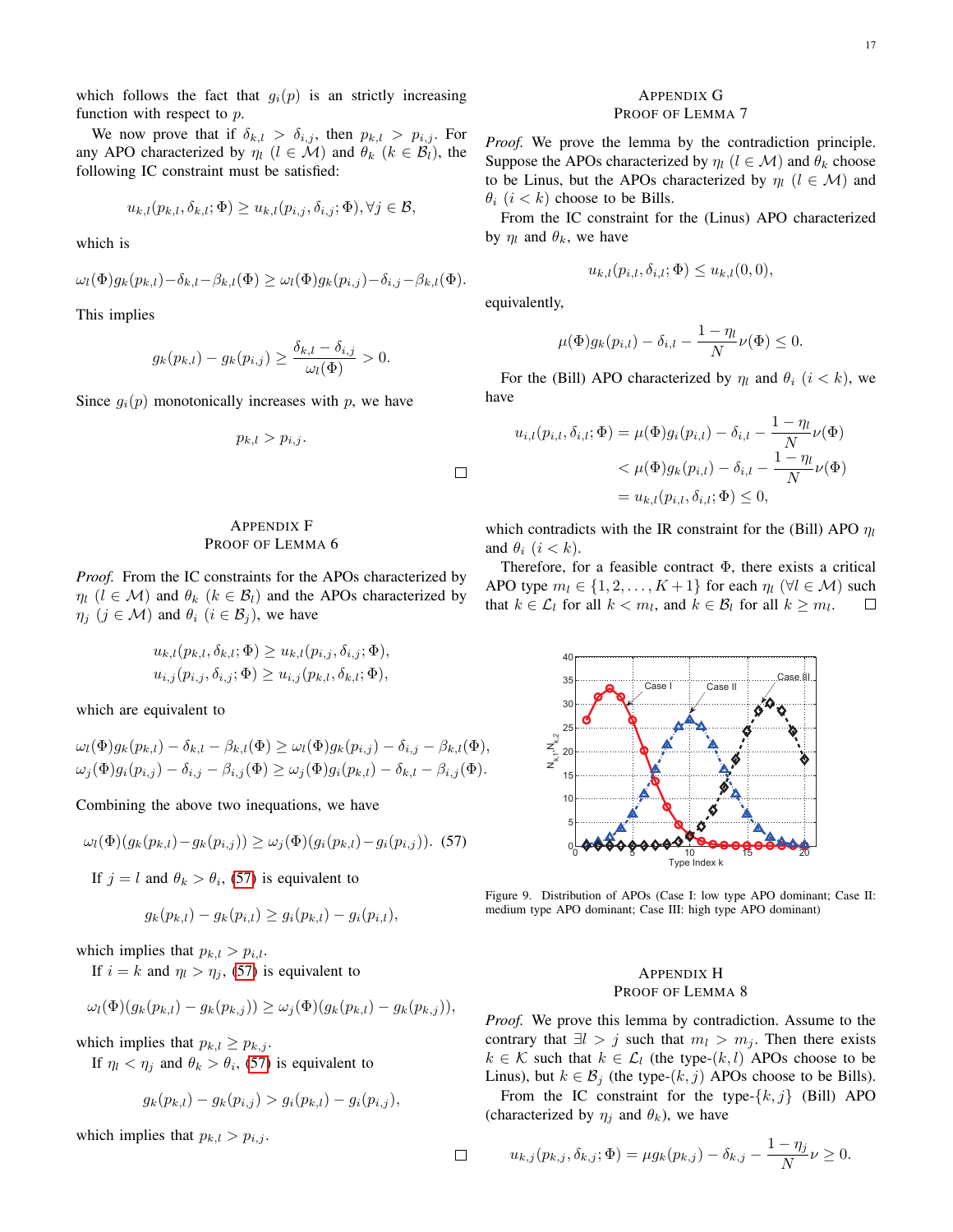which follows the fact that $g_i(p)$ is an strictly increasing function with respect to $p$.

We now prove that if $\delta_{k,l} > \delta_{i,j}$, then $p_{k,l} > p_{i,j}$. For any APO characterized by $\eta_l$ ($l \in \mathcal{M}$) and $\theta_k$ ($k \in \mathcal{B}_l$), the following IC constraint must be satisfied:

$$u_{k,l}(p_{k,l}, \delta_{k,l}; \Phi) \geq u_{k,l}(p_{i,j}, \delta_{i,j}; \Phi), \forall j \in \mathcal{B},$$

which is

$$\omega_l(\Phi) g_k(p_{k,l}) - \delta_{k,l} - \beta_{k,l}(\Phi) \geq \omega_l(\Phi) g_k(p_{i,j}) - \delta_{i,j} - \beta_{k,l}(\Phi).$$

This implies

$$g_k(p_{k,l}) - g_k(p_{i,j}) \geq \frac{\delta_{k,l} - \delta_{i,j}}{\omega_l(\Phi)} > 0.$$

Since $g_i(p)$ monotonically increases with $p$, we have

$$p_{k,l} > p_{i,j}.$$

□

## Appendix F
## Proof of Lemma 6

*Proof.* From the IC constraints for the APOs characterized by $\eta_l$ ($l \in \mathcal{M}$) and $\theta_k$ ($k \in \mathcal{B}_l$) and the APOs characterized by $\eta_j$ ($j \in \mathcal{M}$) and $\theta_i$ ($i \in \mathcal{B}_j$), we have

$$u_{k,l}(p_{k,l}, \delta_{k,l}; \Phi) \geq u_{k,l}(p_{i,j}, \delta_{i,j}; \Phi),$$
$$u_{i,j}(p_{i,j}, \delta_{i,j}; \Phi) \geq u_{i,j}(p_{k,l}, \delta_{k,l}; \Phi),$$

which are equivalent to

$$\omega_l(\Phi) g_k(p_{k,l}) - \delta_{k,l} - \beta_{k,l}(\Phi) \geq \omega_l(\Phi) g_k(p_{i,j}) - \delta_{i,j} - \beta_{k,l}(\Phi),$$
$$\omega_j(\Phi) g_i(p_{i,j}) - \delta_{i,j} - \beta_{i,j}(\Phi) \geq \omega_j(\Phi) g_i(p_{k,l}) - \delta_{k,l} - \beta_{i,j}(\Phi).$$

Combining the above two inequations, we have

$$\omega_l(\Phi)(g_k(p_{k,l}) - g_k(p_{i,j})) \geq \omega_j(\Phi)(g_i(p_{k,l}) - g_i(p_{i,j})). \quad (57)$$

If $j = l$ and $\theta_k > \theta_i$, (57) is equivalent to

$$g_k(p_{k,l}) - g_k(p_{i,l}) \geq g_i(p_{k,l}) - g_i(p_{i,l}),$$

which implies that $p_{k,l} > p_{i,l}$.

If $i = k$ and $\eta_l > \eta_j$, (57) is equivalent to

$$\omega_l(\Phi)(g_k(p_{k,l}) - g_k(p_{k,j})) \geq \omega_j(\Phi)(g_k(p_{k,l}) - g_k(p_{k,j})),$$

which implies that $p_{k,l} \geq p_{k,j}$.

If $\eta_l < \eta_j$ and $\theta_k > \theta_i$, (57) is equivalent to

$$g_k(p_{k,l}) - g_k(p_{i,j}) > g_i(p_{k,l}) - g_i(p_{i,j}),$$

which implies that $p_{k,l} > p_{i,j}$.

□

## Appendix G
## Proof of Lemma 7

*Proof.* We prove the lemma by the contradiction principle. Suppose the APOs characterized by $\eta_l$ ($l \in \mathcal{M}$) and $\theta_k$ choose to be Linus, but the APOs characterized by $\eta_l$ ($l \in \mathcal{M}$) and $\theta_i$ ($i < k$) choose to be Bills.

From the IC constraint for the (Linus) APO characterized by $\eta_l$ and $\theta_k$, we have

$$u_{k,l}(p_{i,l}, \delta_{i,l}; \Phi) \leq u_{k,l}(0, 0),$$

equivalently,

$$\mu(\Phi) g_k(p_{i,l}) - \delta_{i,l} - \frac{1 - \eta_l}{N} \nu(\Phi) \leq 0.$$

For the (Bill) APO characterized by $\eta_l$ and $\theta_i$ ($i < k$), we have

$$\begin{aligned} u_{i,l}(p_{i,l}, \delta_{i,l}; \Phi) &= \mu(\Phi) g_i(p_{i,l}) - \delta_{i,l} - \frac{1 - \eta_l}{N} \nu(\Phi) \\ &< \mu(\Phi) g_k(p_{i,l}) - \delta_{i,l} - \frac{1 - \eta_l}{N} \nu(\Phi) \\ &= u_{k,l}(p_{i,l}, \delta_{i,l}; \Phi) \leq 0, \end{aligned}$$

which contradicts with the IR constraint for the (Bill) APO $\eta_l$ and $\theta_i$ ($i < k$).

Therefore, for a feasible contract $\Phi$, there exists a critical APO type $m_l \in \{1, 2, \ldots, K+1\}$ for each $\eta_l$ ($\forall l \in \mathcal{M}$) such that $k \in \mathcal{L}_l$ for all $k < m_l$, and $k \in \mathcal{B}_l$ for all $k \geq m_l$. □

Figure 9. Distribution of APOs (Case I: low type APO dominant; Case II: medium type APO dominant; Case III: high type APO dominant)

## Appendix H
## Proof of Lemma 8

*Proof.* We prove this lemma by contradiction. Assume to the contrary that $\exists l > j$ such that $m_l > m_j$. Then there exists $k \in \mathcal{K}$ such that $k \in \mathcal{L}_l$ (the type-$(k,l)$ APOs choose to be Linus), but $k \in \mathcal{B}_j$ (the type-$(k,j)$ APOs choose to be Bills).

From the IC constraint for the type-$\{k,j\}$ (Bill) APO (characterized by $\eta_j$ and $\theta_k$), we have

$$u_{k,j}(p_{k,j}, \delta_{k,j}; \Phi) = \mu g_k(p_{k,j}) - \delta_{k,j} - \frac{1 - \eta_j}{N} \nu \geq 0.$$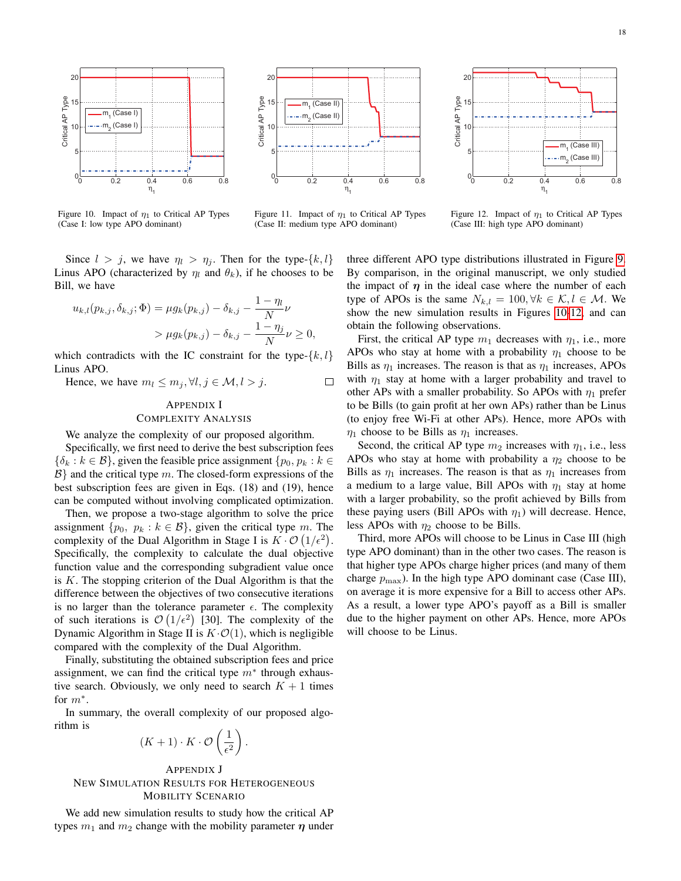20
15
10
5
0
Critical AP Type
0 0.2 0.4 0.6 0.8
$\eta_1$
$m_1$ (Case I)
$m_2$ (Case I)

Figure 10. Impact of $\eta_1$ to Critical AP Types (Case I: low type APO dominant)

20
15
10
5
0
Critical AP Type
0 0.2 0.4 0.6 0.8
$\eta_1$
$m_1$ (Case II)
$m_2$ (Case II)

Figure 11. Impact of $\eta_1$ to Critical AP Types (Case II: medium type APO dominant)

20
15
10
5
0
Critical AP Type
0 0.2 0.4 0.6 0.8
$\eta_1$
$m_1$ (Case III)
$m_2$ (Case III)

Figure 12. Impact of $\eta_1$ to Critical AP Types (Case III: high type APO dominant)

Since $l > j$, we have $\eta_l > \eta_j$. Then for the type-$\{k, l\}$ Linus APO (characterized by $\eta_l$ and $\theta_k$), if he chooses to be Bill, we have

$$
\begin{aligned}
u_{k,l}(p_{k,j}, \delta_{k,j}; \Phi) &= \mu g_k(p_{k,j}) - \delta_{k,j} - \frac{1-\eta_l}{N}\nu \\
&> \mu g_k(p_{k,j}) - \delta_{k,j} - \frac{1-\eta_j}{N}\nu \geq 0,
\end{aligned}
$$

which contradicts with the IC constraint for the type-$\{k, l\}$ Linus APO.

Hence, we have $m_l \leq m_j, \forall l, j \in \mathcal{M}, l > j$. $\square$

## Appendix I
## Complexity Analysis

We analyze the complexity of our proposed algorithm.

Specifically, we first need to derive the best subscription fees $\{\delta_k : k \in \mathcal{B}\}$, given the feasible price assignment $\{p_0, p_k : k \in \mathcal{B}\}$ and the critical type $m$. The closed-form expressions of the best subscription fees are given in Eqs. (18) and (19), hence can be computed without involving complicated optimization.

Then, we propose a two-stage algorithm to solve the price assignment $\{p_0,\ p_k : k \in \mathcal{B}\}$, given the critical type $m$. The complexity of the Dual Algorithm in Stage I is $K \cdot \mathcal{O}\left(1/\epsilon^2\right)$. Specifically, the complexity to calculate the dual objective function value and the corresponding subgradient value once is $K$. The stopping criterion of the Dual Algorithm is that the difference between the objectives of two consecutive iterations is no larger than the tolerance parameter $\epsilon$. The complexity of such iterations is $\mathcal{O}\left(1/\epsilon^2\right)$ [30]. The complexity of the Dynamic Algorithm in Stage II is $K \cdot \mathcal{O}(1)$, which is negligible compared with the complexity of the Dual Algorithm.

Finally, substituting the obtained subscription fees and price assignment, we can find the critical type $m^*$ through exhaustive search. Obviously, we only need to search $K + 1$ times for $m^*$.

In summary, the overall complexity of our proposed algorithm is

$$
(K+1) \cdot K \cdot \mathcal{O}\left(\frac{1}{\epsilon^2}\right).
$$

## Appendix J
## New Simulation Results for Heterogeneous Mobility Scenario

We add new simulation results to study how the critical AP types $m_1$ and $m_2$ change with the mobility parameter $\boldsymbol{\eta}$ under three different APO type distributions illustrated in Figure 9. By comparison, in the original manuscript, we only studied the impact of $\boldsymbol{\eta}$ in the ideal case where the number of each type of APOs is the same $N_{k,l} = 100, \forall k \in \mathcal{K}, l \in \mathcal{M}$. We show the new simulation results in Figures 10-12, and can obtain the following observations.

First, the critical AP type $m_1$ decreases with $\eta_1$, i.e., more APOs who stay at home with a probability $\eta_1$ choose to be Bills as $\eta_1$ increases. The reason is that as $\eta_1$ increases, APOs with $\eta_1$ stay at home with a larger probability and travel to other APs with a smaller probability. So APOs with $\eta_1$ prefer to be Bills (to gain profit at her own APs) rather than be Linus (to enjoy free Wi-Fi at other APs). Hence, more APOs with $\eta_1$ choose to be Bills as $\eta_1$ increases.

Second, the critical AP type $m_2$ increases with $\eta_1$, i.e., less APOs who stay at home with probability a $\eta_2$ choose to be Bills as $\eta_1$ increases. The reason is that as $\eta_1$ increases from a medium to a large value, Bill APOs with $\eta_1$ stay at home with a larger probability, so the profit achieved by Bills from these paying users (Bill APOs with $\eta_1$) will decrease. Hence, less APOs with $\eta_2$ choose to be Bills.

Third, more APOs will choose to be Linus in Case III (high type APO dominant) than in the other two cases. The reason is that higher type APOs charge higher prices (and many of them charge $p_{\max}$). In the high type APO dominant case (Case III), on average it is more expensive for a Bill to access other APs. As a result, a lower type APO's payoff as a Bill is smaller due to the higher payment on other APs. Hence, more APOs will choose to be Linus.